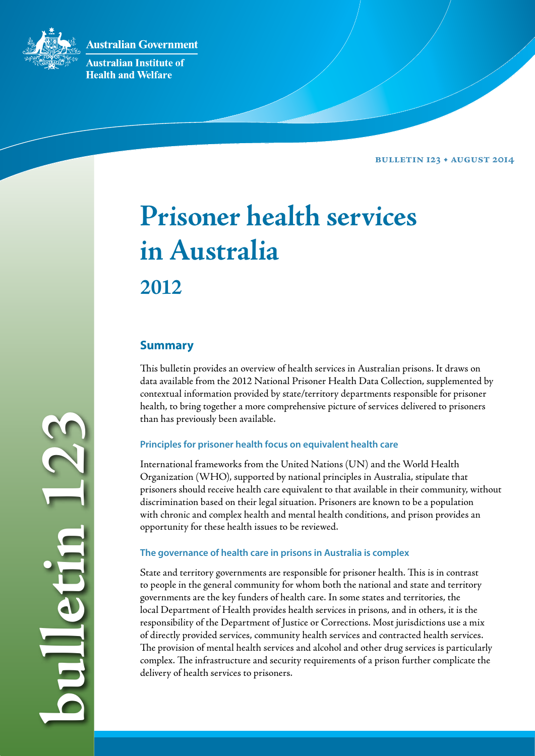Australian Government

Australian Institute of Health and Welfare

BULLETIN 123 • AUGUST 2014

# Prisoner health services in Australia

## 2012

## Summary

This bulletin provides an overview of health services in Australian prisons. It draws on data available from the 2012 National Prisoner Health Data Collection, supplemented by contextual information provided by state/territory departments responsible for prisoner health, to bring together a more comprehensive picture of services delivered to prisoners than has previously been available.

### Principles for prisoner health focus on equivalent health care

International frameworks from the United Nations (UN) and the World Health Organization (WHO), supported by national principles in Australia, stipulate that prisoners should receive health care equivalent to that available in their community, without discrimination based on their legal situation. Prisoners are known to be a population with chronic and complex health and mental health conditions, and prison provides an opportunity for these health issues to be reviewed.

### The governance of health care in prisons in Australia is complex

State and territory governments are responsible for prisoner health. This is in contrast to people in the general community for whom both the national and state and territory governments are the key funders of health care. In some states and territories, the local Department of Health provides health services in prisons, and in others, it is the responsibility of the Department of Justice or Corrections. Most jurisdictions use a mix of directly provided services, community health services and contracted health services. The provision of mental health services and alcohol and other drug services is particularly complex. The infrastructure and security requirements of a prison further complicate the delivery of health services to prisoners.

bulletin 123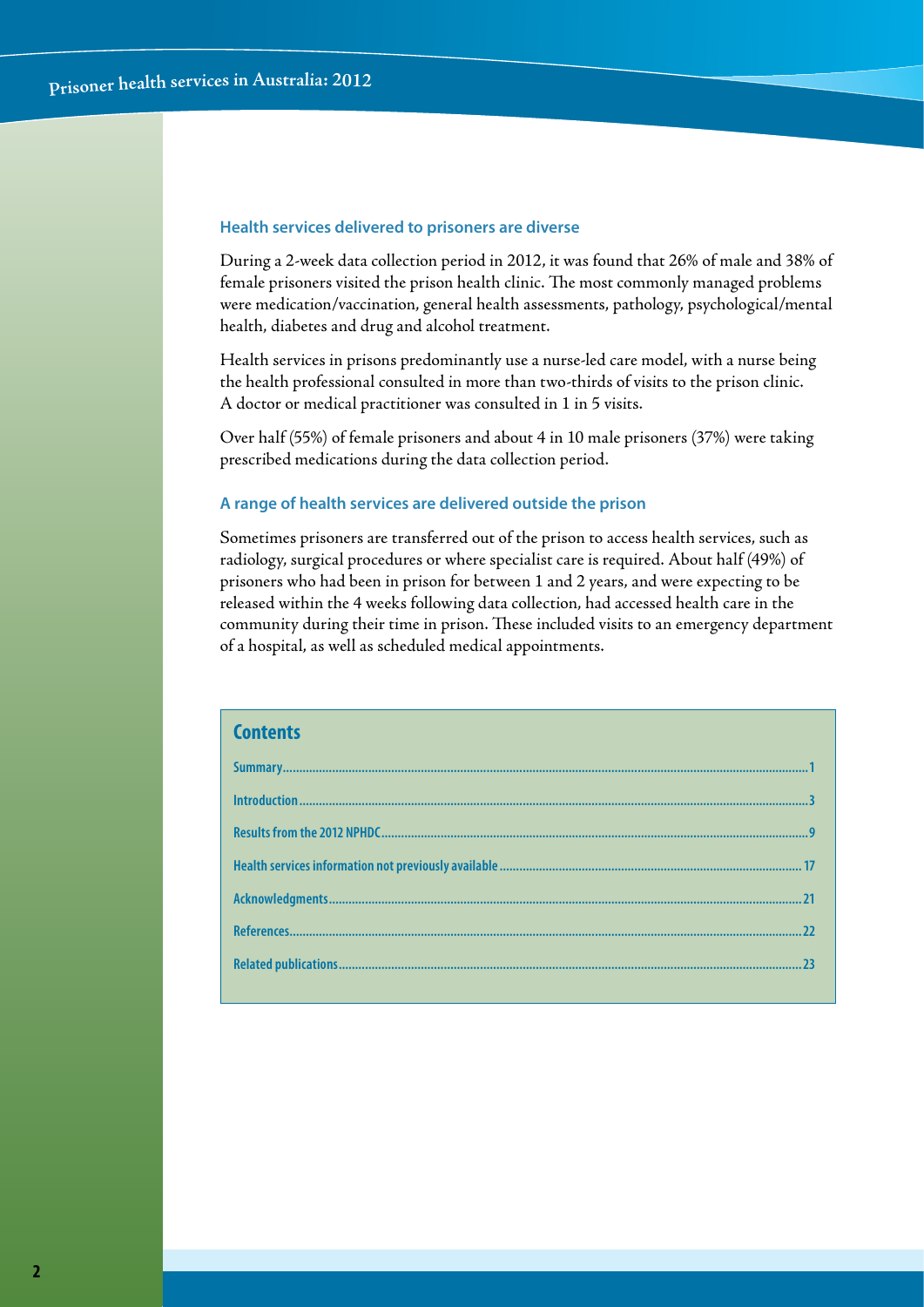### Health services delivered to prisoners are diverse

During a 2-week data collection period in 2012, it was found that 26% of male and 38% of female prisoners visited the prison health clinic. The most commonly managed problems were medication/vaccination, general health assessments, pathology, psychological/mental health, diabetes and drug and alcohol treatment.

Health services in prisons predominantly use a nurse-led care model, with a nurse being the health professional consulted in more than two-thirds of visits to the prison clinic. A doctor or medical practitioner was consulted in 1 in 5 visits.

Over half (55%) of female prisoners and about 4 in 10 male prisoners (37%) were taking prescribed medications during the data collection period.

### A range of health services are delivered outside the prison

Sometimes prisoners are transferred out of the prison to access health services, such as radiology, surgical procedures or where specialist care is required. About half (49%) of prisoners who had been in prison for between 1 and 2 years, and were expecting to be released within the 4 weeks following data collection, had accessed health care in the community during their time in prison. These included visits to an emergency department of a hospital, as well as scheduled medical appointments.

## Contents

- Summary ..... 1
- Introduction ..... 3
- Results from the 2012 NPHDC ..... 9
- Health services information not previously available ..... 17
- Acknowledgments ..... 21
- References ..... 22
- Related publications ..... 23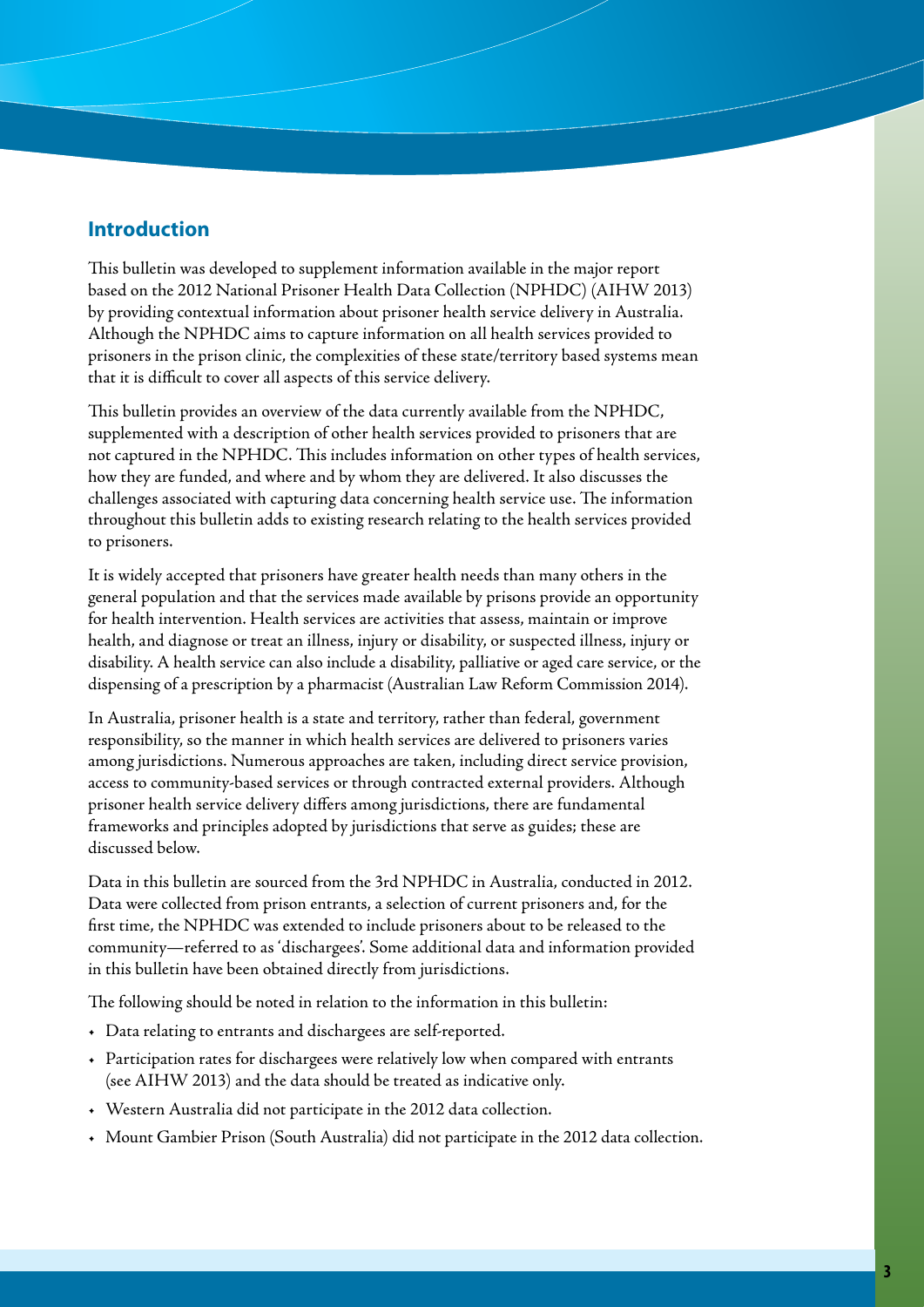## Introduction

This bulletin was developed to supplement information available in the major report based on the 2012 National Prisoner Health Data Collection (NPHDC) (AIHW 2013) by providing contextual information about prisoner health service delivery in Australia. Although the NPHDC aims to capture information on all health services provided to prisoners in the prison clinic, the complexities of these state/territory based systems mean that it is difficult to cover all aspects of this service delivery.

This bulletin provides an overview of the data currently available from the NPHDC, supplemented with a description of other health services provided to prisoners that are not captured in the NPHDC. This includes information on other types of health services, how they are funded, and where and by whom they are delivered. It also discusses the challenges associated with capturing data concerning health service use. The information throughout this bulletin adds to existing research relating to the health services provided to prisoners.

It is widely accepted that prisoners have greater health needs than many others in the general population and that the services made available by prisons provide an opportunity for health intervention. Health services are activities that assess, maintain or improve health, and diagnose or treat an illness, injury or disability, or suspected illness, injury or disability. A health service can also include a disability, palliative or aged care service, or the dispensing of a prescription by a pharmacist (Australian Law Reform Commission 2014).

In Australia, prisoner health is a state and territory, rather than federal, government responsibility, so the manner in which health services are delivered to prisoners varies among jurisdictions. Numerous approaches are taken, including direct service provision, access to community-based services or through contracted external providers. Although prisoner health service delivery differs among jurisdictions, there are fundamental frameworks and principles adopted by jurisdictions that serve as guides; these are discussed below.

Data in this bulletin are sourced from the 3rd NPHDC in Australia, conducted in 2012. Data were collected from prison entrants, a selection of current prisoners and, for the first time, the NPHDC was extended to include prisoners about to be released to the community—referred to as 'dischargees'. Some additional data and information provided in this bulletin have been obtained directly from jurisdictions.

The following should be noted in relation to the information in this bulletin:

- Data relating to entrants and dischargees are self-reported.
- Participation rates for dischargees were relatively low when compared with entrants (see AIHW 2013) and the data should be treated as indicative only.
- Western Australia did not participate in the 2012 data collection.
- Mount Gambier Prison (South Australia) did not participate in the 2012 data collection.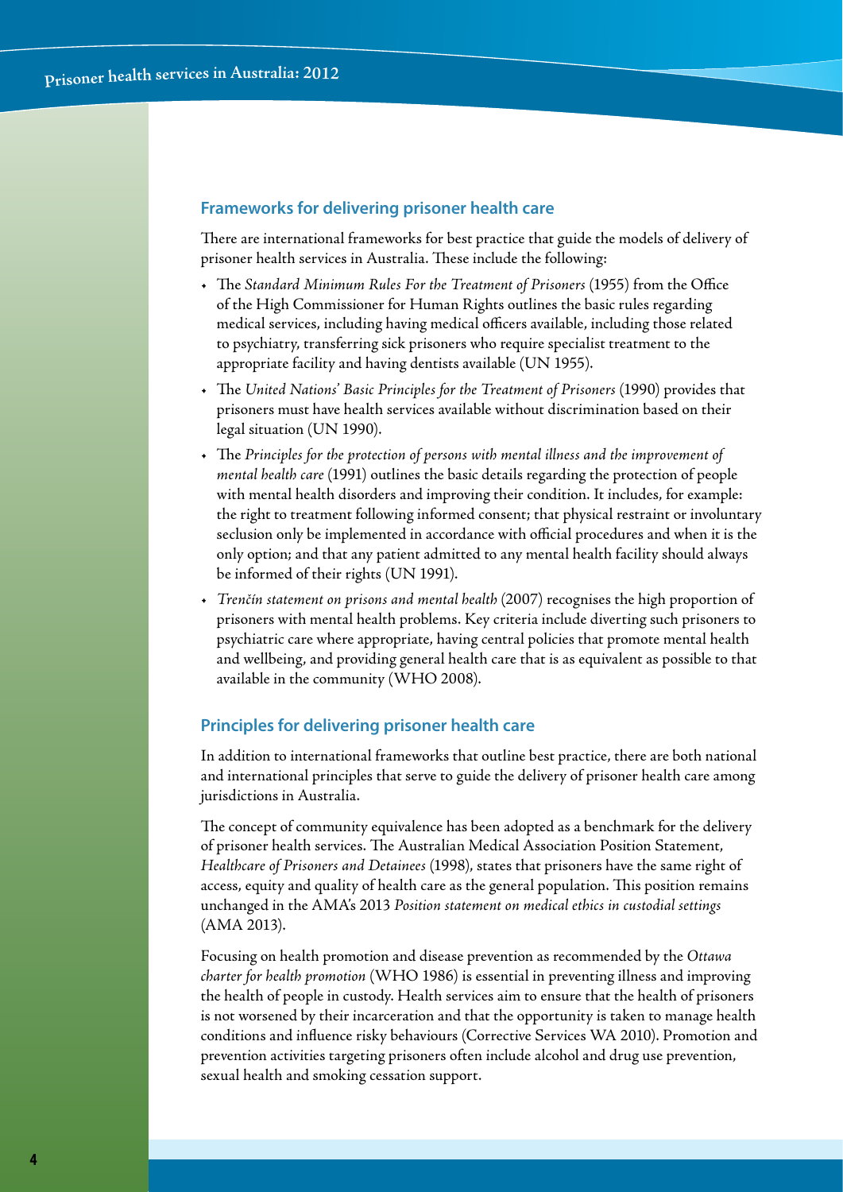## Frameworks for delivering prisoner health care

There are international frameworks for best practice that guide the models of delivery of prisoner health services in Australia. These include the following:

- The *Standard Minimum Rules For the Treatment of Prisoners* (1955) from the Office of the High Commissioner for Human Rights outlines the basic rules regarding medical services, including having medical officers available, including those related to psychiatry, transferring sick prisoners who require specialist treatment to the appropriate facility and having dentists available (UN 1955).
- The *United Nations' Basic Principles for the Treatment of Prisoners* (1990) provides that prisoners must have health services available without discrimination based on their legal situation (UN 1990).
- The *Principles for the protection of persons with mental illness and the improvement of mental health care* (1991) outlines the basic details regarding the protection of people with mental health disorders and improving their condition. It includes, for example: the right to treatment following informed consent; that physical restraint or involuntary seclusion only be implemented in accordance with official procedures and when it is the only option; and that any patient admitted to any mental health facility should always be informed of their rights (UN 1991).
- *Trenčín statement on prisons and mental health* (2007) recognises the high proportion of prisoners with mental health problems. Key criteria include diverting such prisoners to psychiatric care where appropriate, having central policies that promote mental health and wellbeing, and providing general health care that is as equivalent as possible to that available in the community (WHO 2008).

## Principles for delivering prisoner health care

In addition to international frameworks that outline best practice, there are both national and international principles that serve to guide the delivery of prisoner health care among jurisdictions in Australia.

The concept of community equivalence has been adopted as a benchmark for the delivery of prisoner health services. The Australian Medical Association Position Statement, *Healthcare of Prisoners and Detainees* (1998), states that prisoners have the same right of access, equity and quality of health care as the general population. This position remains unchanged in the AMA's 2013 *Position statement on medical ethics in custodial settings* (AMA 2013).

Focusing on health promotion and disease prevention as recommended by the *Ottawa charter for health promotion* (WHO 1986) is essential in preventing illness and improving the health of people in custody. Health services aim to ensure that the health of prisoners is not worsened by their incarceration and that the opportunity is taken to manage health conditions and influence risky behaviours (Corrective Services WA 2010). Promotion and prevention activities targeting prisoners often include alcohol and drug use prevention, sexual health and smoking cessation support.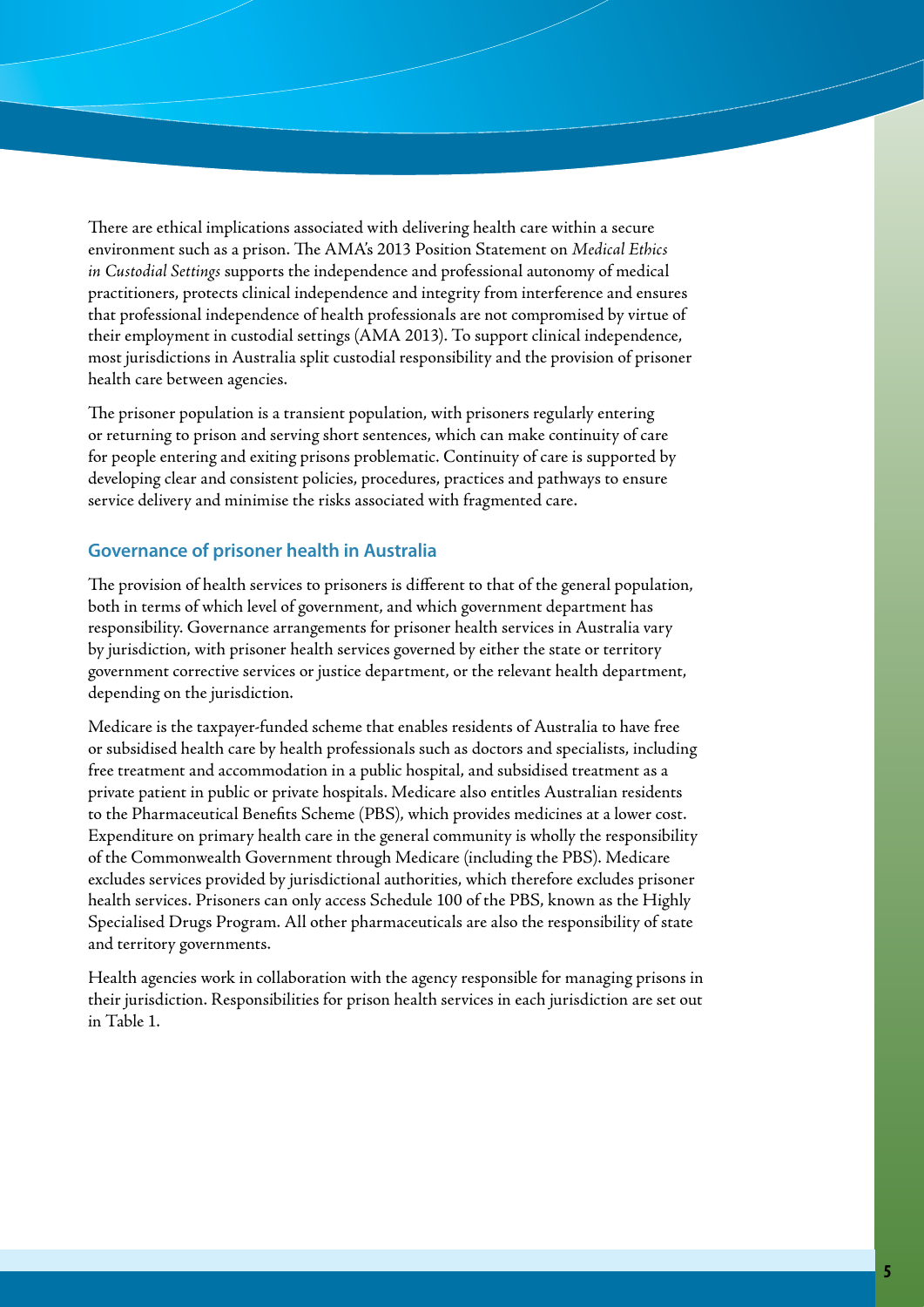There are ethical implications associated with delivering health care within a secure environment such as a prison. The AMA's 2013 Position Statement on *Medical Ethics in Custodial Settings* supports the independence and professional autonomy of medical practitioners, protects clinical independence and integrity from interference and ensures that professional independence of health professionals are not compromised by virtue of their employment in custodial settings (AMA 2013). To support clinical independence, most jurisdictions in Australia split custodial responsibility and the provision of prisoner health care between agencies.

The prisoner population is a transient population, with prisoners regularly entering or returning to prison and serving short sentences, which can make continuity of care for people entering and exiting prisons problematic. Continuity of care is supported by developing clear and consistent policies, procedures, practices and pathways to ensure service delivery and minimise the risks associated with fragmented care.

## Governance of prisoner health in Australia

The provision of health services to prisoners is different to that of the general population, both in terms of which level of government, and which government department has responsibility. Governance arrangements for prisoner health services in Australia vary by jurisdiction, with prisoner health services governed by either the state or territory government corrective services or justice department, or the relevant health department, depending on the jurisdiction.

Medicare is the taxpayer-funded scheme that enables residents of Australia to have free or subsidised health care by health professionals such as doctors and specialists, including free treatment and accommodation in a public hospital, and subsidised treatment as a private patient in public or private hospitals. Medicare also entitles Australian residents to the Pharmaceutical Benefits Scheme (PBS), which provides medicines at a lower cost. Expenditure on primary health care in the general community is wholly the responsibility of the Commonwealth Government through Medicare (including the PBS). Medicare excludes services provided by jurisdictional authorities, which therefore excludes prisoner health services. Prisoners can only access Schedule 100 of the PBS, known as the Highly Specialised Drugs Program. All other pharmaceuticals are also the responsibility of state and territory governments.

Health agencies work in collaboration with the agency responsible for managing prisons in their jurisdiction. Responsibilities for prison health services in each jurisdiction are set out in Table 1.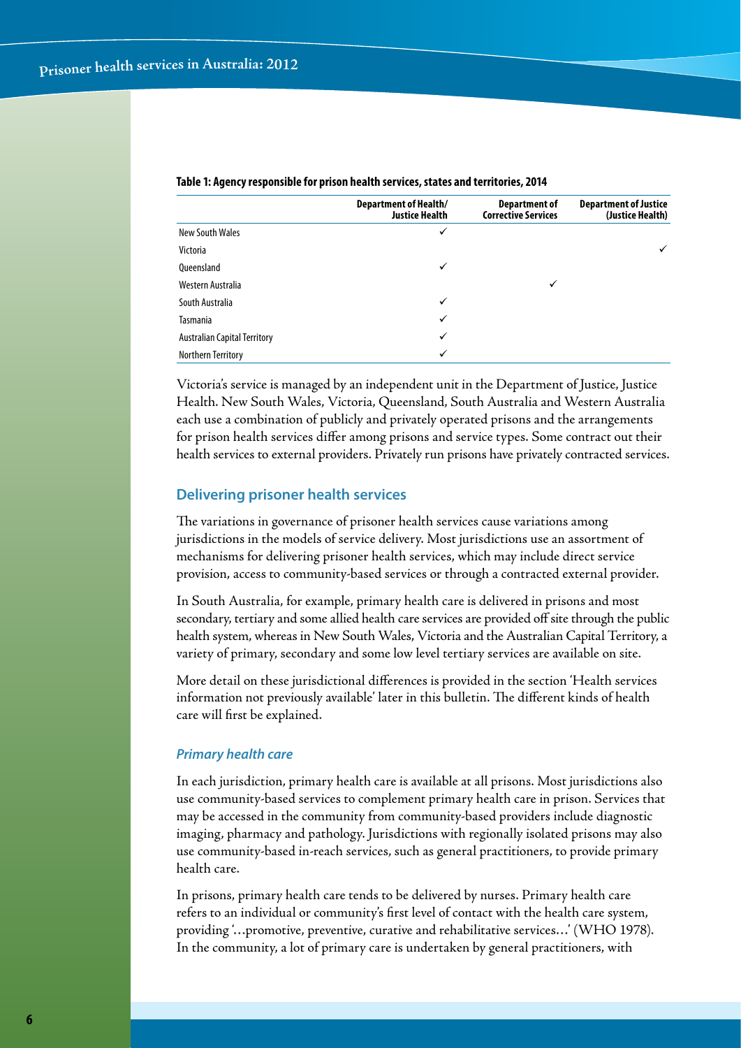**Table 1: Agency responsible for prison health services, states and territories, 2014**

| | Department of Health/ Justice Health | Department of Corrective Services | Department of Justice (Justice Health) |
|---|---|---|---|
| New South Wales | ✓ | | |
| Victoria | | | ✓ |
| Queensland | ✓ | | |
| Western Australia | | ✓ | |
| South Australia | ✓ | | |
| Tasmania | ✓ | | |
| Australian Capital Territory | ✓ | | |
| Northern Territory | ✓ | | |

Victoria's service is managed by an independent unit in the Department of Justice, Justice Health. New South Wales, Victoria, Queensland, South Australia and Western Australia each use a combination of publicly and privately operated prisons and the arrangements for prison health services differ among prisons and service types. Some contract out their health services to external providers. Privately run prisons have privately contracted services.

## Delivering prisoner health services

The variations in governance of prisoner health services cause variations among jurisdictions in the models of service delivery. Most jurisdictions use an assortment of mechanisms for delivering prisoner health services, which may include direct service provision, access to community-based services or through a contracted external provider.

In South Australia, for example, primary health care is delivered in prisons and most secondary, tertiary and some allied health care services are provided off site through the public health system, whereas in New South Wales, Victoria and the Australian Capital Territory, a variety of primary, secondary and some low level tertiary services are available on site.

More detail on these jurisdictional differences is provided in the section 'Health services information not previously available' later in this bulletin. The different kinds of health care will first be explained.

### *Primary health care*

In each jurisdiction, primary health care is available at all prisons. Most jurisdictions also use community-based services to complement primary health care in prison. Services that may be accessed in the community from community-based providers include diagnostic imaging, pharmacy and pathology. Jurisdictions with regionally isolated prisons may also use community-based in-reach services, such as general practitioners, to provide primary health care.

In prisons, primary health care tends to be delivered by nurses. Primary health care refers to an individual or community's first level of contact with the health care system, providing '…promotive, preventive, curative and rehabilitative services…' (WHO 1978). In the community, a lot of primary care is undertaken by general practitioners, with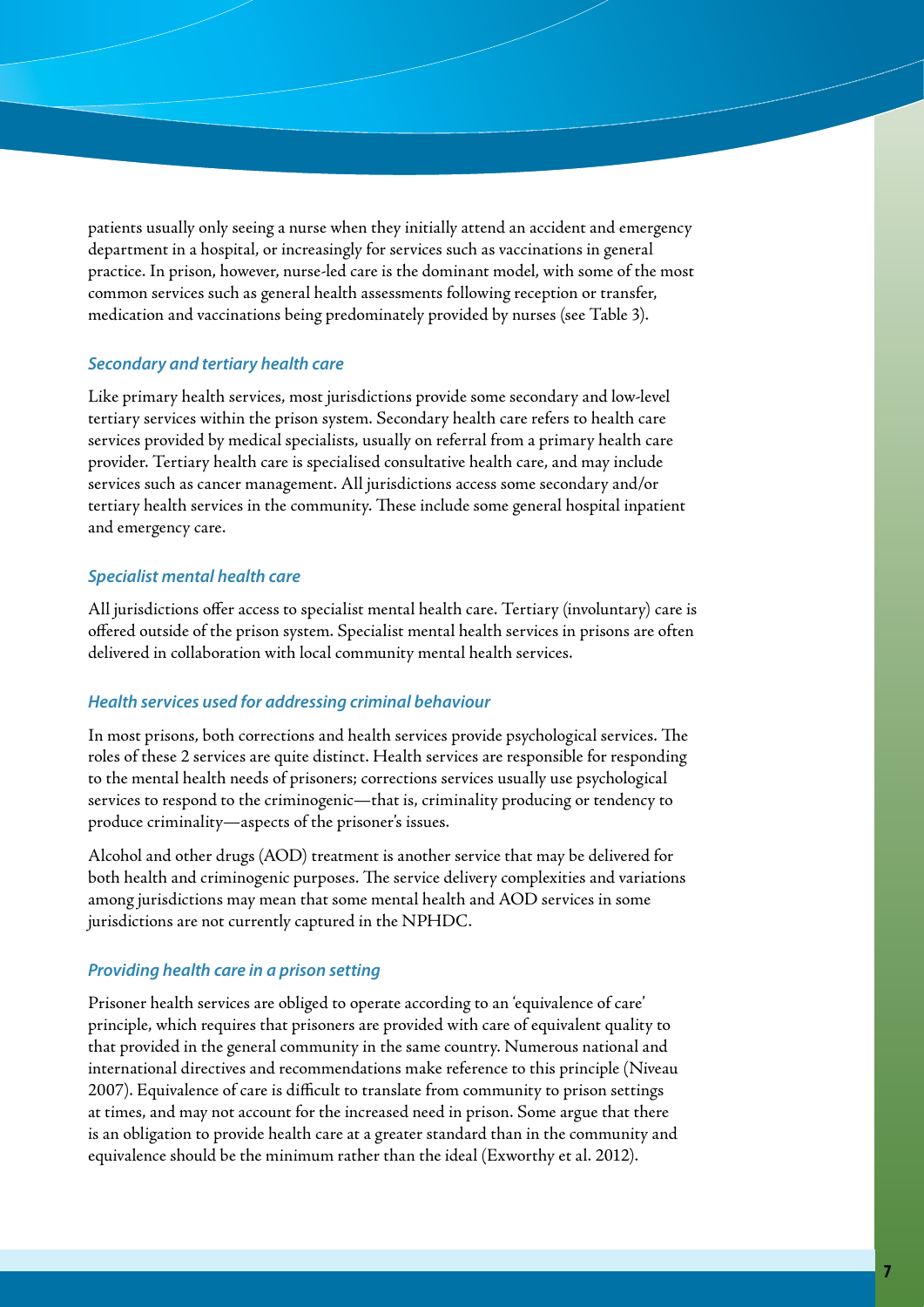patients usually only seeing a nurse when they initially attend an accident and emergency department in a hospital, or increasingly for services such as vaccinations in general practice. In prison, however, nurse-led care is the dominant model, with some of the most common services such as general health assessments following reception or transfer, medication and vaccinations being predominately provided by nurses (see Table 3).

### *Secondary and tertiary health care*

Like primary health services, most jurisdictions provide some secondary and low-level tertiary services within the prison system. Secondary health care refers to health care services provided by medical specialists, usually on referral from a primary health care provider. Tertiary health care is specialised consultative health care, and may include services such as cancer management. All jurisdictions access some secondary and/or tertiary health services in the community. These include some general hospital inpatient and emergency care.

### *Specialist mental health care*

All jurisdictions offer access to specialist mental health care. Tertiary (involuntary) care is offered outside of the prison system. Specialist mental health services in prisons are often delivered in collaboration with local community mental health services.

### *Health services used for addressing criminal behaviour*

In most prisons, both corrections and health services provide psychological services. The roles of these 2 services are quite distinct. Health services are responsible for responding to the mental health needs of prisoners; corrections services usually use psychological services to respond to the criminogenic—that is, criminality producing or tendency to produce criminality—aspects of the prisoner's issues.

Alcohol and other drugs (AOD) treatment is another service that may be delivered for both health and criminogenic purposes. The service delivery complexities and variations among jurisdictions may mean that some mental health and AOD services in some jurisdictions are not currently captured in the NPHDC.

### *Providing health care in a prison setting*

Prisoner health services are obliged to operate according to an 'equivalence of care' principle, which requires that prisoners are provided with care of equivalent quality to that provided in the general community in the same country. Numerous national and international directives and recommendations make reference to this principle (Niveau 2007). Equivalence of care is difficult to translate from community to prison settings at times, and may not account for the increased need in prison. Some argue that there is an obligation to provide health care at a greater standard than in the community and equivalence should be the minimum rather than the ideal (Exworthy et al. 2012).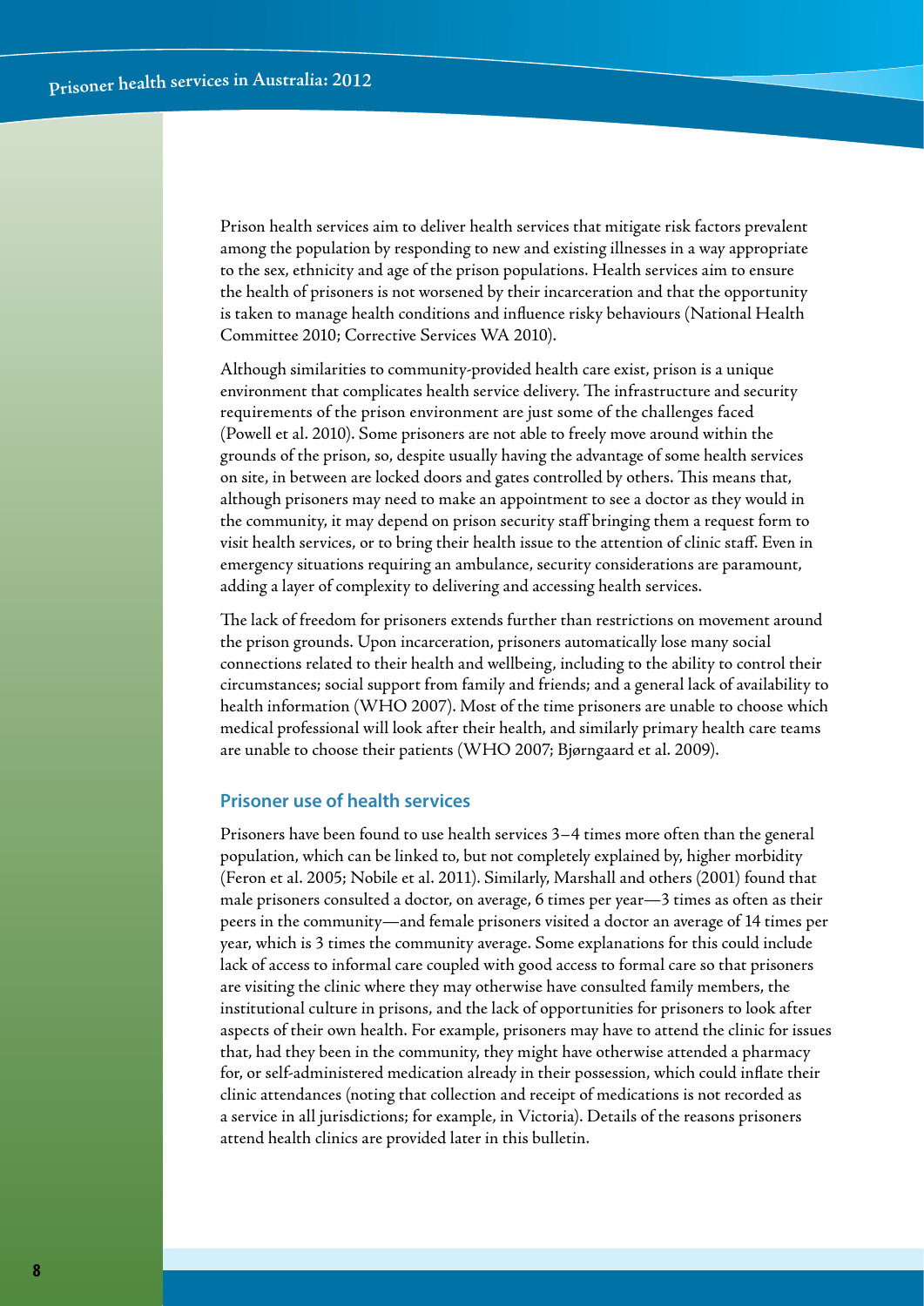Prison health services aim to deliver health services that mitigate risk factors prevalent among the population by responding to new and existing illnesses in a way appropriate to the sex, ethnicity and age of the prison populations. Health services aim to ensure the health of prisoners is not worsened by their incarceration and that the opportunity is taken to manage health conditions and influence risky behaviours (National Health Committee 2010; Corrective Services WA 2010).

Although similarities to community-provided health care exist, prison is a unique environment that complicates health service delivery. The infrastructure and security requirements of the prison environment are just some of the challenges faced (Powell et al. 2010). Some prisoners are not able to freely move around within the grounds of the prison, so, despite usually having the advantage of some health services on site, in between are locked doors and gates controlled by others. This means that, although prisoners may need to make an appointment to see a doctor as they would in the community, it may depend on prison security staff bringing them a request form to visit health services, or to bring their health issue to the attention of clinic staff. Even in emergency situations requiring an ambulance, security considerations are paramount, adding a layer of complexity to delivering and accessing health services.

The lack of freedom for prisoners extends further than restrictions on movement around the prison grounds. Upon incarceration, prisoners automatically lose many social connections related to their health and wellbeing, including to the ability to control their circumstances; social support from family and friends; and a general lack of availability to health information (WHO 2007). Most of the time prisoners are unable to choose which medical professional will look after their health, and similarly primary health care teams are unable to choose their patients (WHO 2007; Bjørngaard et al. 2009).

## Prisoner use of health services

Prisoners have been found to use health services 3–4 times more often than the general population, which can be linked to, but not completely explained by, higher morbidity (Feron et al. 2005; Nobile et al. 2011). Similarly, Marshall and others (2001) found that male prisoners consulted a doctor, on average, 6 times per year—3 times as often as their peers in the community—and female prisoners visited a doctor an average of 14 times per year, which is 3 times the community average. Some explanations for this could include lack of access to informal care coupled with good access to formal care so that prisoners are visiting the clinic where they may otherwise have consulted family members, the institutional culture in prisons, and the lack of opportunities for prisoners to look after aspects of their own health. For example, prisoners may have to attend the clinic for issues that, had they been in the community, they might have otherwise attended a pharmacy for, or self-administered medication already in their possession, which could inflate their clinic attendances (noting that collection and receipt of medications is not recorded as a service in all jurisdictions; for example, in Victoria). Details of the reasons prisoners attend health clinics are provided later in this bulletin.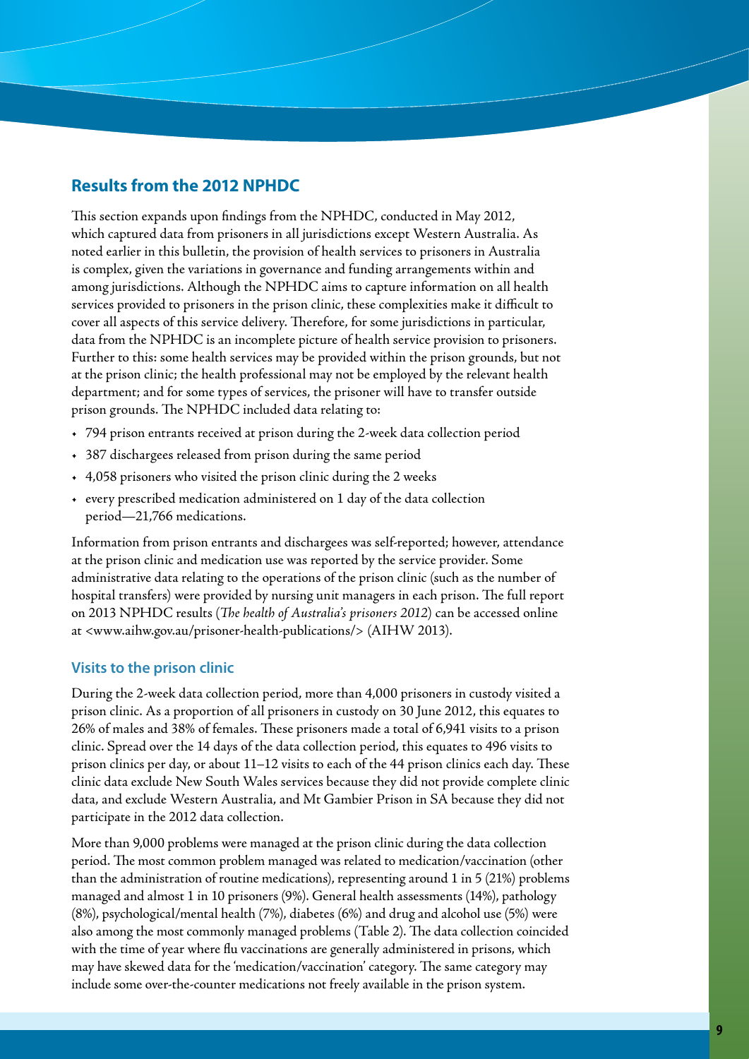## Results from the 2012 NPHDC

This section expands upon findings from the NPHDC, conducted in May 2012, which captured data from prisoners in all jurisdictions except Western Australia. As noted earlier in this bulletin, the provision of health services to prisoners in Australia is complex, given the variations in governance and funding arrangements within and among jurisdictions. Although the NPHDC aims to capture information on all health services provided to prisoners in the prison clinic, these complexities make it difficult to cover all aspects of this service delivery. Therefore, for some jurisdictions in particular, data from the NPHDC is an incomplete picture of health service provision to prisoners. Further to this: some health services may be provided within the prison grounds, but not at the prison clinic; the health professional may not be employed by the relevant health department; and for some types of services, the prisoner will have to transfer outside prison grounds. The NPHDC included data relating to:

- 794 prison entrants received at prison during the 2-week data collection period
- 387 dischargees released from prison during the same period
- 4,058 prisoners who visited the prison clinic during the 2 weeks
- every prescribed medication administered on 1 day of the data collection period—21,766 medications.

Information from prison entrants and dischargees was self-reported; however, attendance at the prison clinic and medication use was reported by the service provider. Some administrative data relating to the operations of the prison clinic (such as the number of hospital transfers) were provided by nursing unit managers in each prison. The full report on 2013 NPHDC results (*The health of Australia's prisoners 2012*) can be accessed online at <www.aihw.gov.au/prisoner-health-publications/> (AIHW 2013).

### Visits to the prison clinic

During the 2-week data collection period, more than 4,000 prisoners in custody visited a prison clinic. As a proportion of all prisoners in custody on 30 June 2012, this equates to 26% of males and 38% of females. These prisoners made a total of 6,941 visits to a prison clinic. Spread over the 14 days of the data collection period, this equates to 496 visits to prison clinics per day, or about 11–12 visits to each of the 44 prison clinics each day. These clinic data exclude New South Wales services because they did not provide complete clinic data, and exclude Western Australia, and Mt Gambier Prison in SA because they did not participate in the 2012 data collection.

More than 9,000 problems were managed at the prison clinic during the data collection period. The most common problem managed was related to medication/vaccination (other than the administration of routine medications), representing around 1 in 5 (21%) problems managed and almost 1 in 10 prisoners (9%). General health assessments (14%), pathology (8%), psychological/mental health (7%), diabetes (6%) and drug and alcohol use (5%) were also among the most commonly managed problems (Table 2). The data collection coincided with the time of year where flu vaccinations are generally administered in prisons, which may have skewed data for the 'medication/vaccination' category. The same category may include some over-the-counter medications not freely available in the prison system.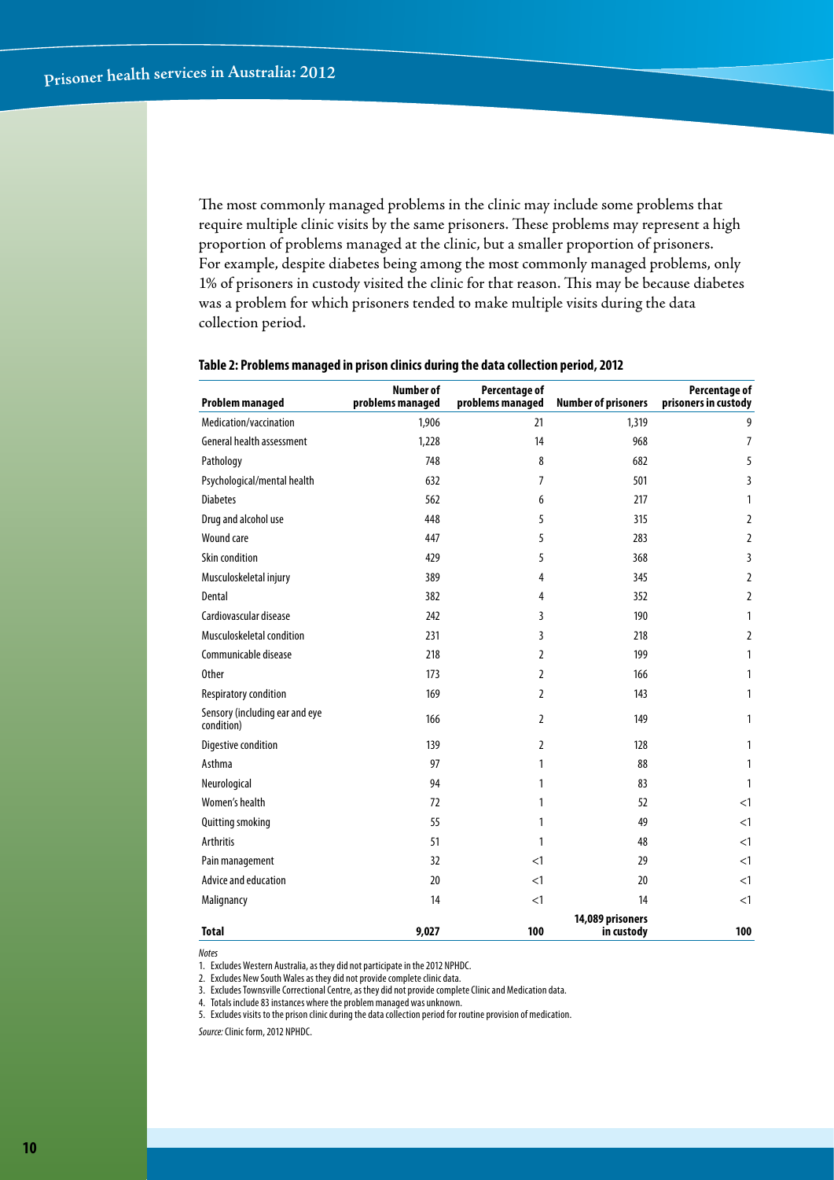The most commonly managed problems in the clinic may include some problems that require multiple clinic visits by the same prisoners. These problems may represent a high proportion of problems managed at the clinic, but a smaller proportion of prisoners. For example, despite diabetes being among the most commonly managed problems, only 1% of prisoners in custody visited the clinic for that reason. This may be because diabetes was a problem for which prisoners tended to make multiple visits during the data collection period.

**Table 2: Problems managed in prison clinics during the data collection period, 2012**

| Problem managed | Number of problems managed | Percentage of problems managed | Number of prisoners | Percentage of prisoners in custody |
|---|---|---|---|---|
| Medication/vaccination | 1,906 | 21 | 1,319 | 9 |
| General health assessment | 1,228 | 14 | 968 | 7 |
| Pathology | 748 | 8 | 682 | 5 |
| Psychological/mental health | 632 | 7 | 501 | 3 |
| Diabetes | 562 | 6 | 217 | 1 |
| Drug and alcohol use | 448 | 5 | 315 | 2 |
| Wound care | 447 | 5 | 283 | 2 |
| Skin condition | 429 | 5 | 368 | 3 |
| Musculoskeletal injury | 389 | 4 | 345 | 2 |
| Dental | 382 | 4 | 352 | 2 |
| Cardiovascular disease | 242 | 3 | 190 | 1 |
| Musculoskeletal condition | 231 | 3 | 218 | 2 |
| Communicable disease | 218 | 2 | 199 | 1 |
| Other | 173 | 2 | 166 | 1 |
| Respiratory condition | 169 | 2 | 143 | 1 |
| Sensory (including ear and eye condition) | 166 | 2 | 149 | 1 |
| Digestive condition | 139 | 2 | 128 | 1 |
| Asthma | 97 | 1 | 88 | 1 |
| Neurological | 94 | 1 | 83 | 1 |
| Women's health | 72 | 1 | 52 | <1 |
| Quitting smoking | 55 | 1 | 49 | <1 |
| Arthritis | 51 | 1 | 48 | <1 |
| Pain management | 32 | <1 | 29 | <1 |
| Advice and education | 20 | <1 | 20 | <1 |
| Malignancy | 14 | <1 | 14 | <1 |
| **Total** | **9,027** | **100** | **14,089 prisoners in custody** | **100** |

*Notes*

1. Excludes Western Australia, as they did not participate in the 2012 NPHDC.
2. Excludes New South Wales as they did not provide complete clinic data.
3. Excludes Townsville Correctional Centre, as they did not provide complete Clinic and Medication data.
4. Totals include 83 instances where the problem managed was unknown.
5. Excludes visits to the prison clinic during the data collection period for routine provision of medication.

*Source:* Clinic form, 2012 NPHDC.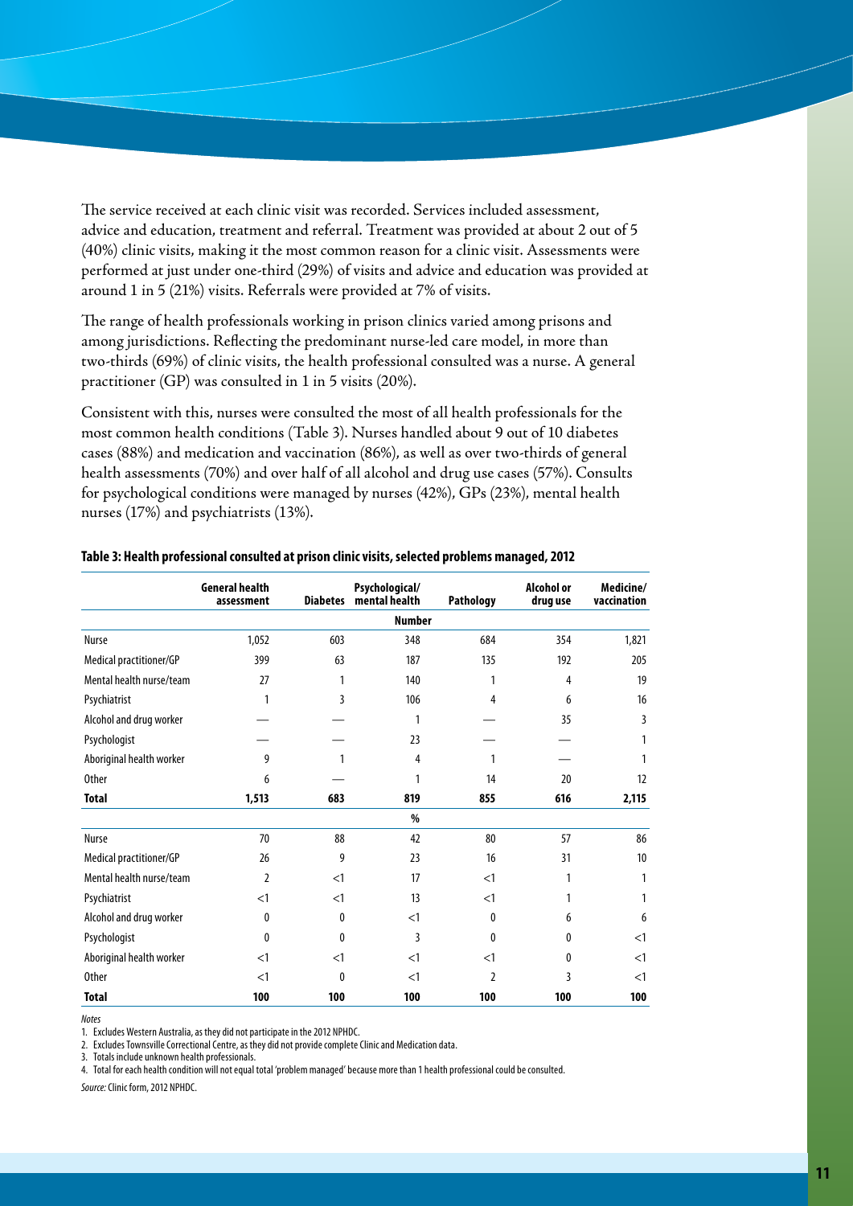The service received at each clinic visit was recorded. Services included assessment, advice and education, treatment and referral. Treatment was provided at about 2 out of 5 (40%) clinic visits, making it the most common reason for a clinic visit. Assessments were performed at just under one-third (29%) of visits and advice and education was provided at around 1 in 5 (21%) visits. Referrals were provided at 7% of visits.

The range of health professionals working in prison clinics varied among prisons and among jurisdictions. Reflecting the predominant nurse-led care model, in more than two-thirds (69%) of clinic visits, the health professional consulted was a nurse. A general practitioner (GP) was consulted in 1 in 5 visits (20%).

Consistent with this, nurses were consulted the most of all health professionals for the most common health conditions (Table 3). Nurses handled about 9 out of 10 diabetes cases (88%) and medication and vaccination (86%), as well as over two-thirds of general health assessments (70%) and over half of all alcohol and drug use cases (57%). Consults for psychological conditions were managed by nurses (42%), GPs (23%), mental health nurses (17%) and psychiatrists (13%).

**Table 3: Health professional consulted at prison clinic visits, selected problems managed, 2012**

| | General health assessment | Diabetes | Psychological/ mental health | Pathology | Alcohol or drug use | Medicine/ vaccination |
|---|---|---|---|---|---|---|
| | | | **Number** | | | |
| Nurse | 1,052 | 603 | 348 | 684 | 354 | 1,821 |
| Medical practitioner/GP | 399 | 63 | 187 | 135 | 192 | 205 |
| Mental health nurse/team | 27 | 1 | 140 | 1 | 4 | 19 |
| Psychiatrist | 1 | 3 | 106 | 4 | 6 | 16 |
| Alcohol and drug worker | — | — | 1 | — | 35 | 3 |
| Psychologist | — | — | 23 | — | — | 1 |
| Aboriginal health worker | 9 | 1 | 4 | 1 | — | 1 |
| Other | 6 | — | 1 | 14 | 20 | 12 |
| **Total** | **1,513** | **683** | **819** | **855** | **616** | **2,115** |
| | | | **%** | | | |
| Nurse | 70 | 88 | 42 | 80 | 57 | 86 |
| Medical practitioner/GP | 26 | 9 | 23 | 16 | 31 | 10 |
| Mental health nurse/team | 2 | <1 | 17 | <1 | 1 | 1 |
| Psychiatrist | <1 | <1 | 13 | <1 | 1 | 1 |
| Alcohol and drug worker | 0 | 0 | <1 | 0 | 6 | 6 |
| Psychologist | 0 | 0 | 3 | 0 | 0 | <1 |
| Aboriginal health worker | <1 | <1 | <1 | <1 | 0 | <1 |
| Other | <1 | 0 | <1 | 2 | 3 | <1 |
| **Total** | **100** | **100** | **100** | **100** | **100** | **100** |

*Notes*

1. Excludes Western Australia, as they did not participate in the 2012 NPHDC.
2. Excludes Townsville Correctional Centre, as they did not provide complete Clinic and Medication data.
3. Totals include unknown health professionals.
4. Total for each health condition will not equal total 'problem managed' because more than 1 health professional could be consulted.

*Source:* Clinic form, 2012 NPHDC.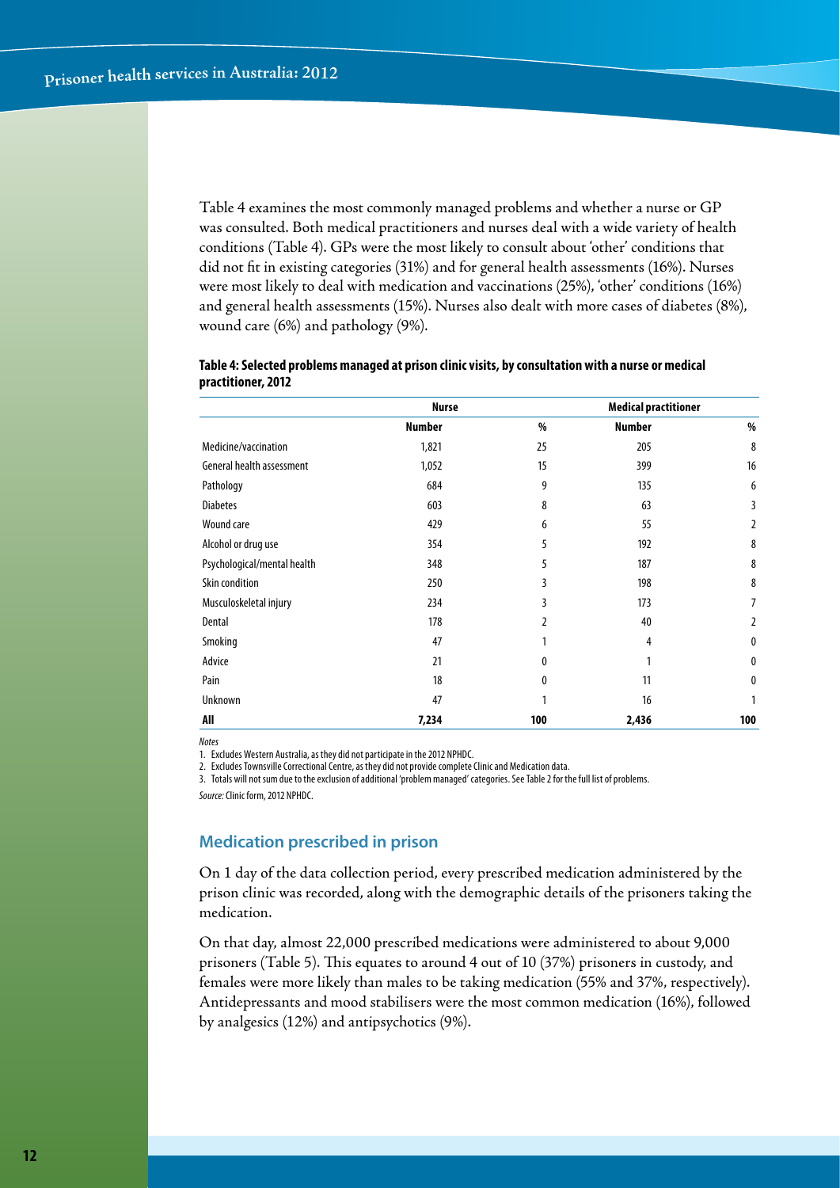Table 4 examines the most commonly managed problems and whether a nurse or GP was consulted. Both medical practitioners and nurses deal with a wide variety of health conditions (Table 4). GPs were the most likely to consult about 'other' conditions that did not fit in existing categories (31%) and for general health assessments (16%). Nurses were most likely to deal with medication and vaccinations (25%), 'other' conditions (16%) and general health assessments (15%). Nurses also dealt with more cases of diabetes (8%), wound care (6%) and pathology (9%).

**Table 4: Selected problems managed at prison clinic visits, by consultation with a nurse or medical practitioner, 2012**

| | Nurse | | Medical practitioner | |
|---|---|---|---|---|
| | Number | % | Number | % |
| Medicine/vaccination | 1,821 | 25 | 205 | 8 |
| General health assessment | 1,052 | 15 | 399 | 16 |
| Pathology | 684 | 9 | 135 | 6 |
| Diabetes | 603 | 8 | 63 | 3 |
| Wound care | 429 | 6 | 55 | 2 |
| Alcohol or drug use | 354 | 5 | 192 | 8 |
| Psychological/mental health | 348 | 5 | 187 | 8 |
| Skin condition | 250 | 3 | 198 | 8 |
| Musculoskeletal injury | 234 | 3 | 173 | 7 |
| Dental | 178 | 2 | 40 | 2 |
| Smoking | 47 | 1 | 4 | 0 |
| Advice | 21 | 0 | 1 | 0 |
| Pain | 18 | 0 | 11 | 0 |
| Unknown | 47 | 1 | 16 | 1 |
| **All** | **7,234** | **100** | **2,436** | **100** |

*Notes*

1. Excludes Western Australia, as they did not participate in the 2012 NPHDC.
2. Excludes Townsville Correctional Centre, as they did not provide complete Clinic and Medication data.
3. Totals will not sum due to the exclusion of additional 'problem managed' categories. See Table 2 for the full list of problems.

*Source:* Clinic form, 2012 NPHDC.

## Medication prescribed in prison

On 1 day of the data collection period, every prescribed medication administered by the prison clinic was recorded, along with the demographic details of the prisoners taking the medication.

On that day, almost 22,000 prescribed medications were administered to about 9,000 prisoners (Table 5). This equates to around 4 out of 10 (37%) prisoners in custody, and females were more likely than males to be taking medication (55% and 37%, respectively). Antidepressants and mood stabilisers were the most common medication (16%), followed by analgesics (12%) and antipsychotics (9%).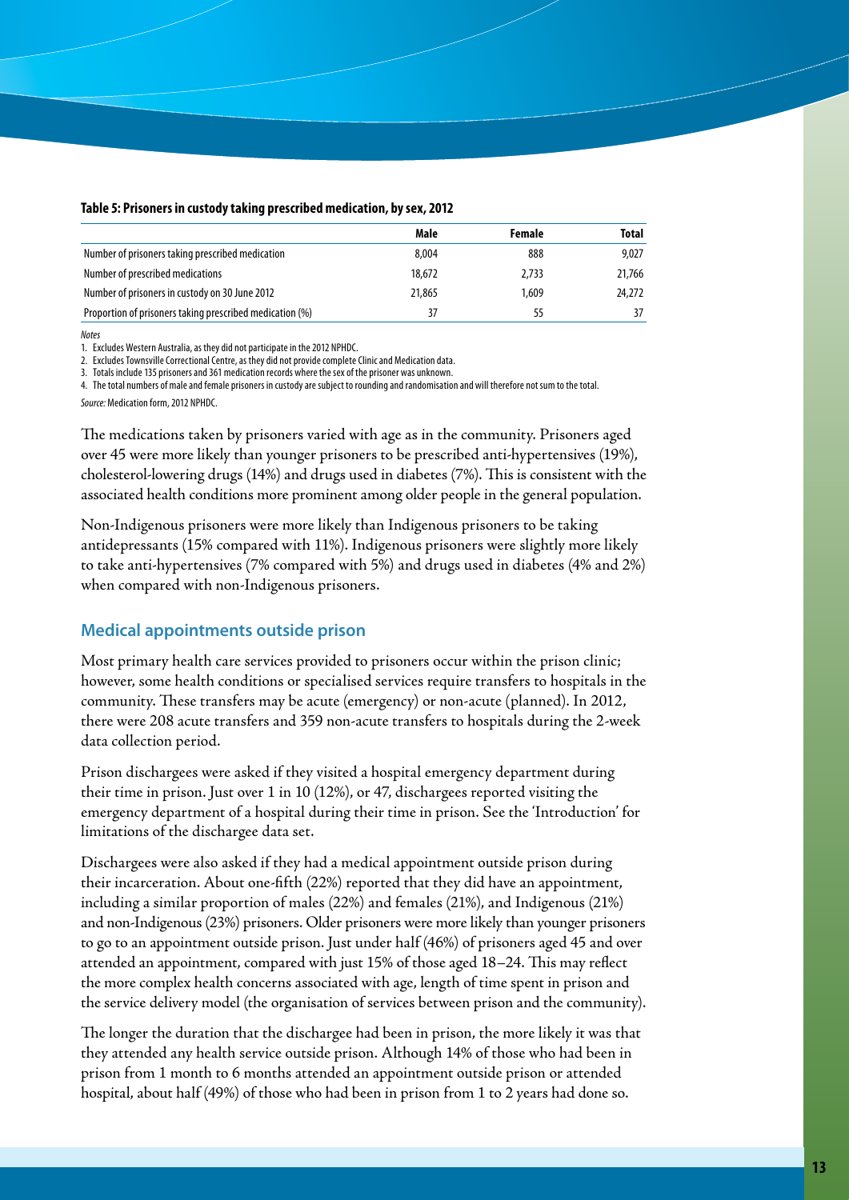**Table 5: Prisoners in custody taking prescribed medication, by sex, 2012**

| | Male | Female | Total |
|---|---|---|---|
| Number of prisoners taking prescribed medication | 8,004 | 888 | 9,027 |
| Number of prescribed medications | 18,672 | 2,733 | 21,766 |
| Number of prisoners in custody on 30 June 2012 | 21,865 | 1,609 | 24,272 |
| Proportion of prisoners taking prescribed medication (%) | 37 | 55 | 37 |

*Notes*

1. Excludes Western Australia, as they did not participate in the 2012 NPHDC.
2. Excludes Townsville Correctional Centre, as they did not provide complete Clinic and Medication data.
3. Totals include 135 prisoners and 361 medication records where the sex of the prisoner was unknown.
4. The total numbers of male and female prisoners in custody are subject to rounding and randomisation and will therefore not sum to the total.

*Source:* Medication form, 2012 NPHDC.

The medications taken by prisoners varied with age as in the community. Prisoners aged over 45 were more likely than younger prisoners to be prescribed anti-hypertensives (19%), cholesterol-lowering drugs (14%) and drugs used in diabetes (7%). This is consistent with the associated health conditions more prominent among older people in the general population.

Non-Indigenous prisoners were more likely than Indigenous prisoners to be taking antidepressants (15% compared with 11%). Indigenous prisoners were slightly more likely to take anti-hypertensives (7% compared with 5%) and drugs used in diabetes (4% and 2%) when compared with non-Indigenous prisoners.

## Medical appointments outside prison

Most primary health care services provided to prisoners occur within the prison clinic; however, some health conditions or specialised services require transfers to hospitals in the community. These transfers may be acute (emergency) or non-acute (planned). In 2012, there were 208 acute transfers and 359 non-acute transfers to hospitals during the 2-week data collection period.

Prison dischargees were asked if they visited a hospital emergency department during their time in prison. Just over 1 in 10 (12%), or 47, dischargees reported visiting the emergency department of a hospital during their time in prison. See the 'Introduction' for limitations of the discharge data set.

Dischargees were also asked if they had a medical appointment outside prison during their incarceration. About one-fifth (22%) reported that they did have an appointment, including a similar proportion of males (22%) and females (21%), and Indigenous (21%) and non-Indigenous (23%) prisoners. Older prisoners were more likely than younger prisoners to go to an appointment outside prison. Just under half (46%) of prisoners aged 45 and over attended an appointment, compared with just 15% of those aged 18–24. This may reflect the more complex health concerns associated with age, length of time spent in prison and the service delivery model (the organisation of services between prison and the community).

The longer the duration that the dischargee had been in prison, the more likely it was that they attended any health service outside prison. Although 14% of those who had been in prison from 1 month to 6 months attended an appointment outside prison or attended hospital, about half (49%) of those who had been in prison from 1 to 2 years had done so.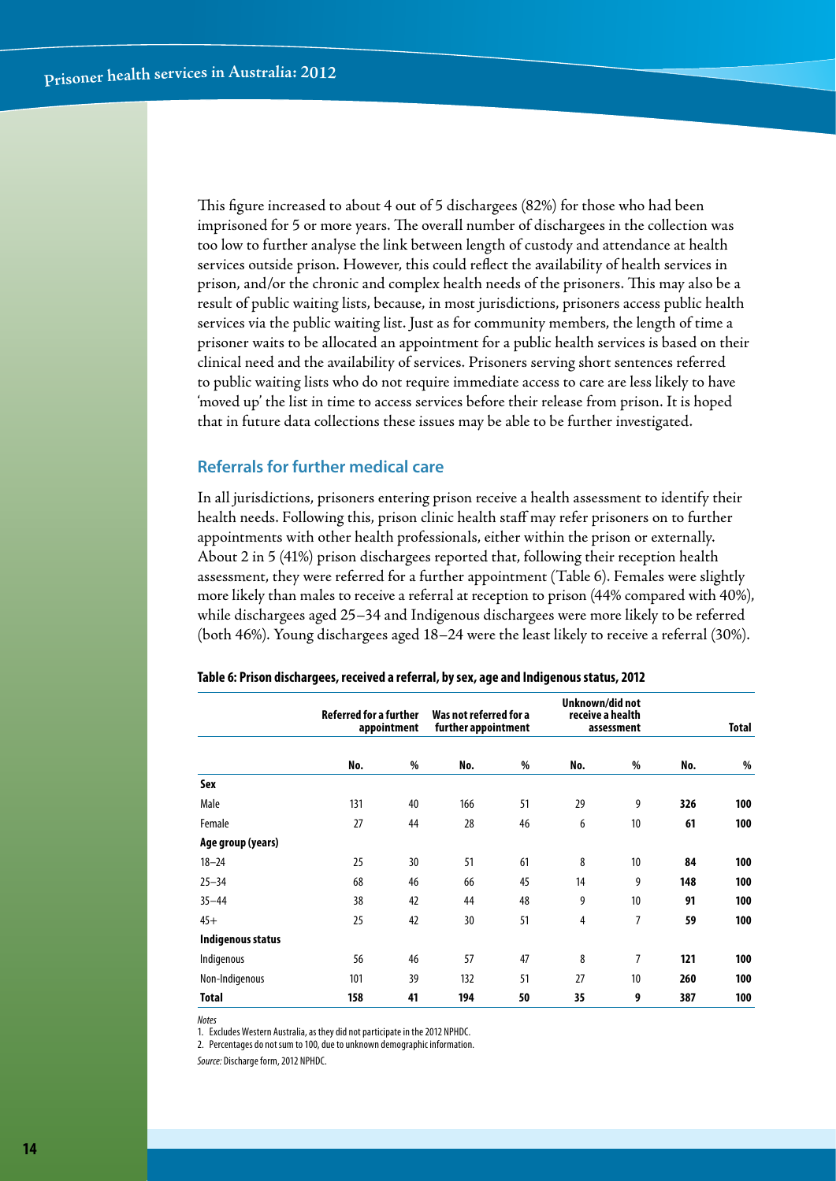This figure increased to about 4 out of 5 dischargees (82%) for those who had been imprisoned for 5 or more years. The overall number of dischargees in the collection was too low to further analyse the link between length of custody and attendance at health services outside prison. However, this could reflect the availability of health services in prison, and/or the chronic and complex health needs of the prisoners. This may also be a result of public waiting lists, because, in most jurisdictions, prisoners access public health services via the public waiting list. Just as for community members, the length of time a prisoner waits to be allocated an appointment for a public health services is based on their clinical need and the availability of services. Prisoners serving short sentences referred to public waiting lists who do not require immediate access to care are less likely to have 'moved up' the list in time to access services before their release from prison. It is hoped that in future data collections these issues may be able to be further investigated.

## Referrals for further medical care

In all jurisdictions, prisoners entering prison receive a health assessment to identify their health needs. Following this, prison clinic health staff may refer prisoners on to further appointments with other health professionals, either within the prison or externally. About 2 in 5 (41%) prison dischargees reported that, following their reception health assessment, they were referred for a further appointment (Table 6). Females were slightly more likely than males to receive a referral at reception to prison (44% compared with 40%), while dischargees aged 25–34 and Indigenous dischargees were more likely to be referred (both 46%). Young dischargees aged 18–24 were the least likely to receive a referral (30%).

**Table 6: Prison dischargees, received a referral, by sex, age and Indigenous status, 2012**

| | Referred for a further appointment | | Was not referred for a further appointment | | Unknown/did not receive a health assessment | | Total | |
|---|---|---|---|---|---|---|---|---|
| | No. | % | No. | % | No. | % | No. | % |
| **Sex** | | | | | | | | |
| Male | 131 | 40 | 166 | 51 | 29 | 9 | **326** | **100** |
| Female | 27 | 44 | 28 | 46 | 6 | 10 | **61** | **100** |
| **Age group (years)** | | | | | | | | |
| 18–24 | 25 | 30 | 51 | 61 | 8 | 10 | **84** | **100** |
| 25–34 | 68 | 46 | 66 | 45 | 14 | 9 | **148** | **100** |
| 35–44 | 38 | 42 | 44 | 48 | 9 | 10 | **91** | **100** |
| 45+ | 25 | 42 | 30 | 51 | 4 | 7 | **59** | **100** |
| **Indigenous status** | | | | | | | | |
| Indigenous | 56 | 46 | 57 | 47 | 8 | 7 | **121** | **100** |
| Non-Indigenous | 101 | 39 | 132 | 51 | 27 | 10 | **260** | **100** |
| **Total** | **158** | **41** | **194** | **50** | **35** | **9** | **387** | **100** |

*Notes*

1. Excludes Western Australia, as they did not participate in the 2012 NPHDC.
2. Percentages do not sum to 100, due to unknown demographic information.

*Source:* Discharge form, 2012 NPHDC.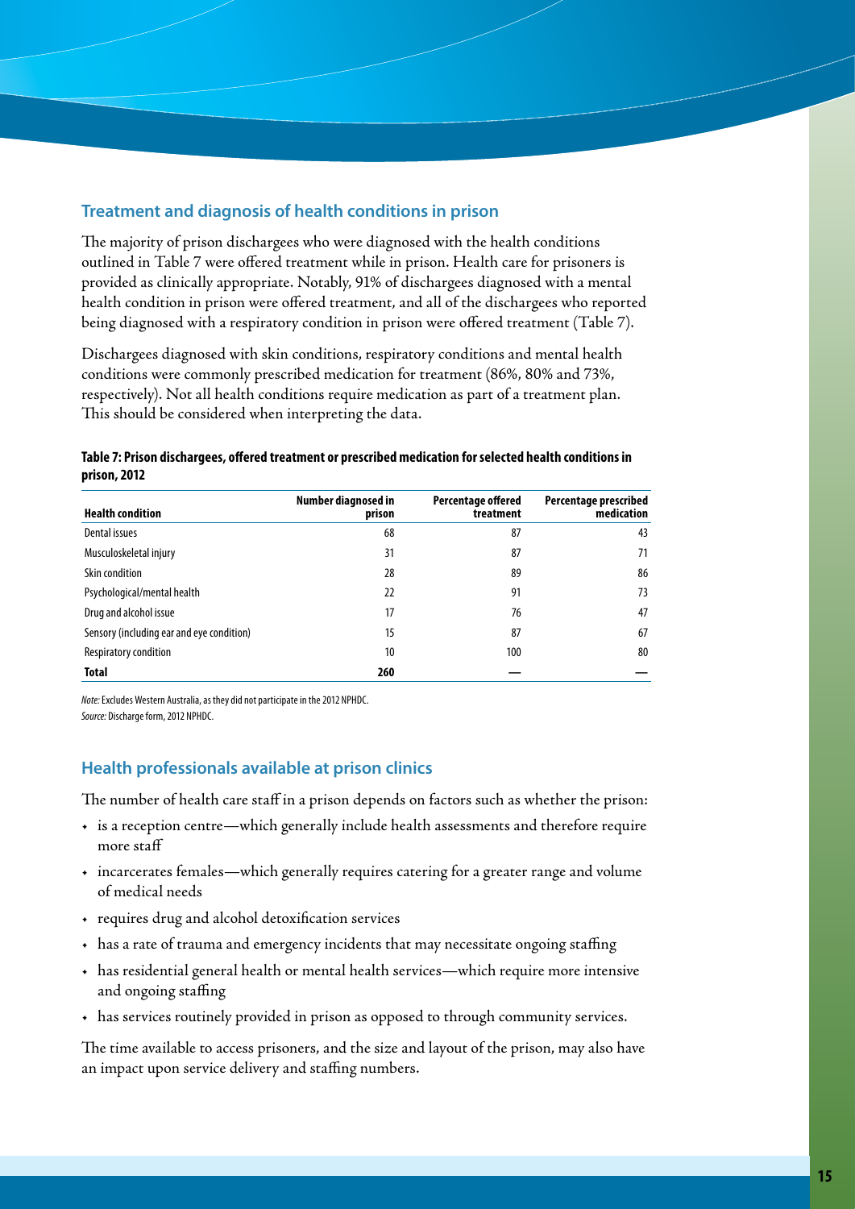## Treatment and diagnosis of health conditions in prison

The majority of prison dischargees who were diagnosed with the health conditions outlined in Table 7 were offered treatment while in prison. Health care for prisoners is provided as clinically appropriate. Notably, 91% of dischargees diagnosed with a mental health condition in prison were offered treatment, and all of the dischargees who reported being diagnosed with a respiratory condition in prison were offered treatment (Table 7).

Dischargees diagnosed with skin conditions, respiratory conditions and mental health conditions were commonly prescribed medication for treatment (86%, 80% and 73%, respectively). Not all health conditions require medication as part of a treatment plan. This should be considered when interpreting the data.

**Table 7: Prison dischargees, offered treatment or prescribed medication for selected health conditions in prison, 2012**

| Health condition | Number diagnosed in prison | Percentage offered treatment | Percentage prescribed medication |
|---|---|---|---|
| Dental issues | 68 | 87 | 43 |
| Musculoskeletal injury | 31 | 87 | 71 |
| Skin condition | 28 | 89 | 86 |
| Psychological/mental health | 22 | 91 | 73 |
| Drug and alcohol issue | 17 | 76 | 47 |
| Sensory (including ear and eye condition) | 15 | 87 | 67 |
| Respiratory condition | 10 | 100 | 80 |
| **Total** | **260** | — | — |

*Note:* Excludes Western Australia, as they did not participate in the 2012 NPHDC.
*Source:* Discharge form, 2012 NPHDC.

## Health professionals available at prison clinics

The number of health care staff in a prison depends on factors such as whether the prison:

- is a reception centre—which generally include health assessments and therefore require more staff
- incarcerates females—which generally requires catering for a greater range and volume of medical needs
- requires drug and alcohol detoxification services
- has a rate of trauma and emergency incidents that may necessitate ongoing staffing
- has residential general health or mental health services—which require more intensive and ongoing staffing
- has services routinely provided in prison as opposed to through community services.

The time available to access prisoners, and the size and layout of the prison, may also have an impact upon service delivery and staffing numbers.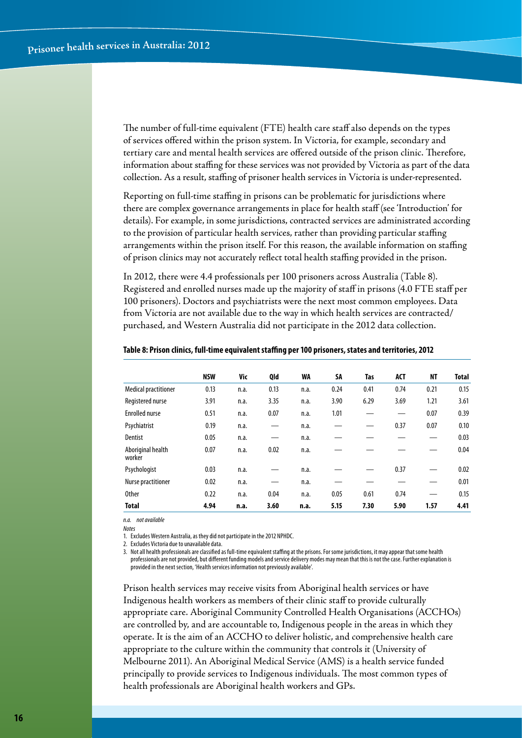The number of full-time equivalent (FTE) health care staff also depends on the types of services offered within the prison system. In Victoria, for example, secondary and tertiary care and mental health services are offered outside of the prison clinic. Therefore, information about staffing for these services was not provided by Victoria as part of the data collection. As a result, staffing of prisoner health services in Victoria is under-represented.

Reporting on full-time staffing in prisons can be problematic for jurisdictions where there are complex governance arrangements in place for health staff (see 'Introduction' for details). For example, in some jurisdictions, contracted services are administrated according to the provision of particular health services, rather than providing particular staffing arrangements within the prison itself. For this reason, the available information on staffing of prison clinics may not accurately reflect total health staffing provided in the prison.

In 2012, there were 4.4 professionals per 100 prisoners across Australia (Table 8). Registered and enrolled nurses made up the majority of staff in prisons (4.0 FTE staff per 100 prisoners). Doctors and psychiatrists were the next most common employees. Data from Victoria are not available due to the way in which health services are contracted/ purchased, and Western Australia did not participate in the 2012 data collection.

**Table 8: Prison clinics, full-time equivalent staffing per 100 prisoners, states and territories, 2012**

| | NSW | Vic | Qld | WA | SA | Tas | ACT | NT | Total |
|---|---|---|---|---|---|---|---|---|---|
| Medical practitioner | 0.13 | n.a. | 0.13 | n.a. | 0.24 | 0.41 | 0.74 | 0.21 | 0.15 |
| Registered nurse | 3.91 | n.a. | 3.35 | n.a. | 3.90 | 6.29 | 3.69 | 1.21 | 3.61 |
| Enrolled nurse | 0.51 | n.a. | 0.07 | n.a. | 1.01 | — | — | 0.07 | 0.39 |
| Psychiatrist | 0.19 | n.a. | — | n.a. | — | — | 0.37 | 0.07 | 0.10 |
| Dentist | 0.05 | n.a. | — | n.a. | — | — | — | — | 0.03 |
| Aboriginal health worker | 0.07 | n.a. | 0.02 | n.a. | — | — | — | — | 0.04 |
| Psychologist | 0.03 | n.a. | — | n.a. | — | — | 0.37 | — | 0.02 |
| Nurse practitioner | 0.02 | n.a. | — | n.a. | — | — | — | — | 0.01 |
| Other | 0.22 | n.a. | 0.04 | n.a. | 0.05 | 0.61 | 0.74 | — | 0.15 |
| **Total** | **4.94** | **n.a.** | **3.60** | **n.a.** | **5.15** | **7.30** | **5.90** | **1.57** | **4.41** |

*n.a. not available*

*Notes*

1. Excludes Western Australia, as they did not participate in the 2012 NPHDC.
2. Excludes Victoria due to unavailable data.
3. Not all health professionals are classified as full-time equivalent staffing at the prisons. For some jurisdictions, it may appear that some health professionals are not provided, but different funding models and service delivery modes may mean that this is not the case. Further explanation is provided in the next section, 'Health services information not previously available'.

Prison health services may receive visits from Aboriginal health services or have Indigenous health workers as members of their clinic staff to provide culturally appropriate care. Aboriginal Community Controlled Health Organisations (ACCHOs) are controlled by, and are accountable to, Indigenous people in the areas in which they operate. It is the aim of an ACCHO to deliver holistic, and comprehensive health care appropriate to the culture within the community that controls it (University of Melbourne 2011). An Aboriginal Medical Service (AMS) is a health service funded principally to provide services to Indigenous individuals. The most common types of health professionals are Aboriginal health workers and GPs.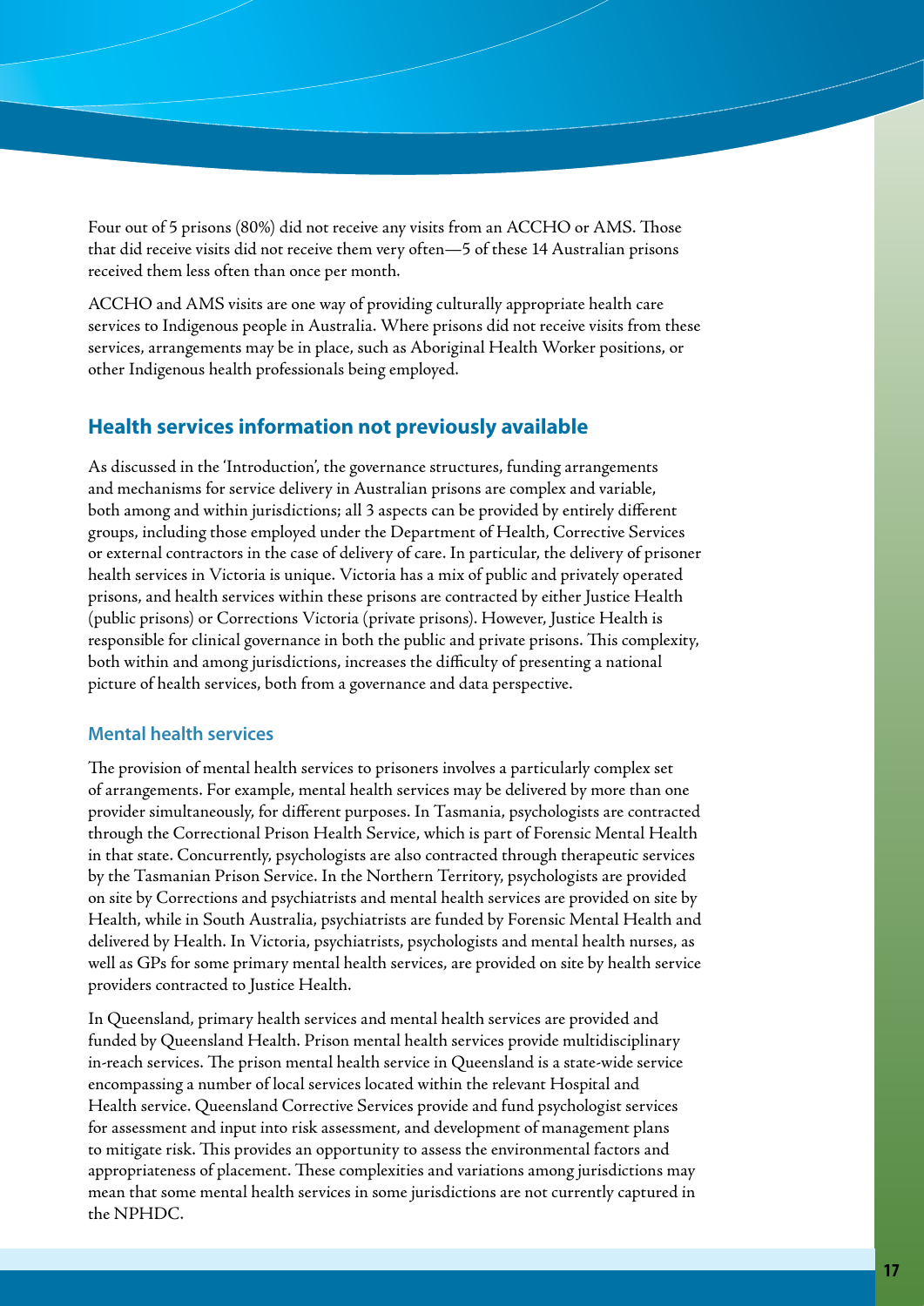Four out of 5 prisons (80%) did not receive any visits from an ACCHO or AMS. Those that did receive visits did not receive them very often—5 of these 14 Australian prisons received them less often than once per month.

ACCHO and AMS visits are one way of providing culturally appropriate health care services to Indigenous people in Australia. Where prisons did not receive visits from these services, arrangements may be in place, such as Aboriginal Health Worker positions, or other Indigenous health professionals being employed.

## Health services information not previously available

As discussed in the 'Introduction', the governance structures, funding arrangements and mechanisms for service delivery in Australian prisons are complex and variable, both among and within jurisdictions; all 3 aspects can be provided by entirely different groups, including those employed under the Department of Health, Corrective Services or external contractors in the case of delivery of care. In particular, the delivery of prisoner health services in Victoria is unique. Victoria has a mix of public and privately operated prisons, and health services within these prisons are contracted by either Justice Health (public prisons) or Corrections Victoria (private prisons). However, Justice Health is responsible for clinical governance in both the public and private prisons. This complexity, both within and among jurisdictions, increases the difficulty of presenting a national picture of health services, both from a governance and data perspective.

### Mental health services

The provision of mental health services to prisoners involves a particularly complex set of arrangements. For example, mental health services may be delivered by more than one provider simultaneously, for different purposes. In Tasmania, psychologists are contracted through the Correctional Prison Health Service, which is part of Forensic Mental Health in that state. Concurrently, psychologists are also contracted through therapeutic services by the Tasmanian Prison Service. In the Northern Territory, psychologists are provided on site by Corrections and psychiatrists and mental health services are provided on site by Health, while in South Australia, psychiatrists are funded by Forensic Mental Health and delivered by Health. In Victoria, psychiatrists, psychologists and mental health nurses, as well as GPs for some primary mental health services, are provided on site by health service providers contracted to Justice Health.

In Queensland, primary health services and mental health services are provided and funded by Queensland Health. Prison mental health services provide multidisciplinary in-reach services. The prison mental health service in Queensland is a state-wide service encompassing a number of local services located within the relevant Hospital and Health service. Queensland Corrective Services provide and fund psychologist services for assessment and input into risk assessment, and development of management plans to mitigate risk. This provides an opportunity to assess the environmental factors and appropriateness of placement. These complexities and variations among jurisdictions may mean that some mental health services in some jurisdictions are not currently captured in the NPHDC.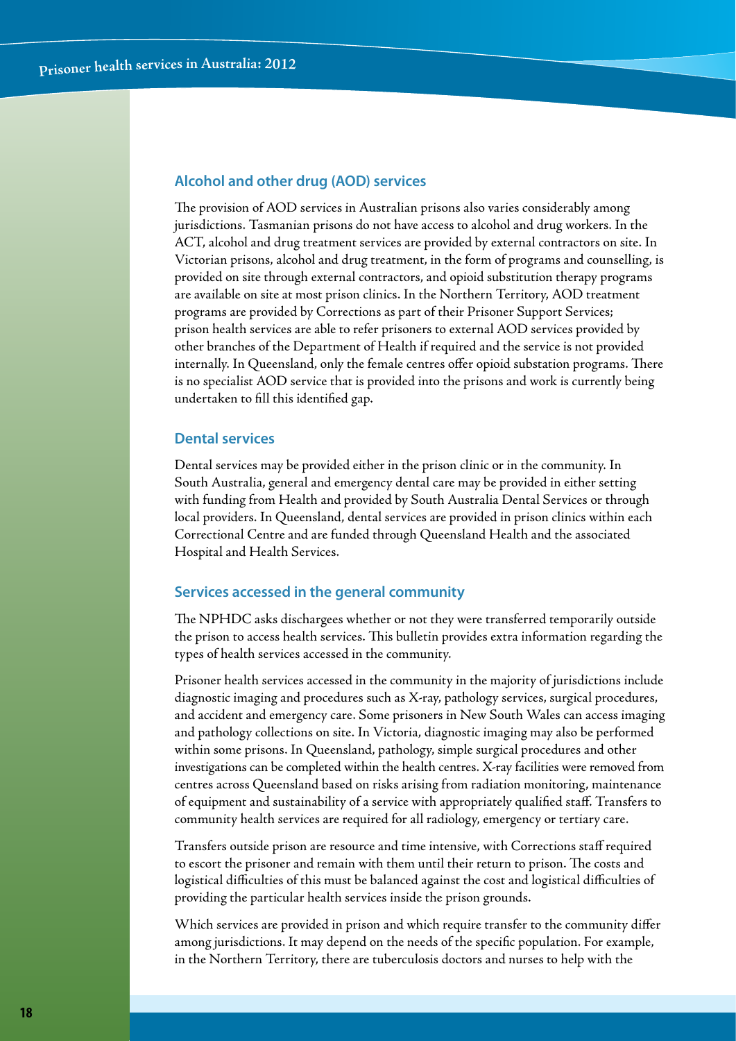### Alcohol and other drug (AOD) services

The provision of AOD services in Australian prisons also varies considerably among jurisdictions. Tasmanian prisons do not have access to alcohol and drug workers. In the ACT, alcohol and drug treatment services are provided by external contractors on site. In Victorian prisons, alcohol and drug treatment, in the form of programs and counselling, is provided on site through external contractors, and opioid substitution therapy programs are available on site at most prison clinics. In the Northern Territory, AOD treatment programs are provided by Corrections as part of their Prisoner Support Services; prison health services are able to refer prisoners to external AOD services provided by other branches of the Department of Health if required and the service is not provided internally. In Queensland, only the female centres offer opioid substation programs. There is no specialist AOD service that is provided into the prisons and work is currently being undertaken to fill this identified gap.

### Dental services

Dental services may be provided either in the prison clinic or in the community. In South Australia, general and emergency dental care may be provided in either setting with funding from Health and provided by South Australia Dental Services or through local providers. In Queensland, dental services are provided in prison clinics within each Correctional Centre and are funded through Queensland Health and the associated Hospital and Health Services.

### Services accessed in the general community

The NPHDC asks dischargees whether or not they were transferred temporarily outside the prison to access health services. This bulletin provides extra information regarding the types of health services accessed in the community.

Prisoner health services accessed in the community in the majority of jurisdictions include diagnostic imaging and procedures such as X-ray, pathology services, surgical procedures, and accident and emergency care. Some prisoners in New South Wales can access imaging and pathology collections on site. In Victoria, diagnostic imaging may also be performed within some prisons. In Queensland, pathology, simple surgical procedures and other investigations can be completed within the health centres. X-ray facilities were removed from centres across Queensland based on risks arising from radiation monitoring, maintenance of equipment and sustainability of a service with appropriately qualified staff. Transfers to community health services are required for all radiology, emergency or tertiary care.

Transfers outside prison are resource and time intensive, with Corrections staff required to escort the prisoner and remain with them until their return to prison. The costs and logistical difficulties of this must be balanced against the cost and logistical difficulties of providing the particular health services inside the prison grounds.

Which services are provided in prison and which require transfer to the community differ among jurisdictions. It may depend on the needs of the specific population. For example, in the Northern Territory, there are tuberculosis doctors and nurses to help with the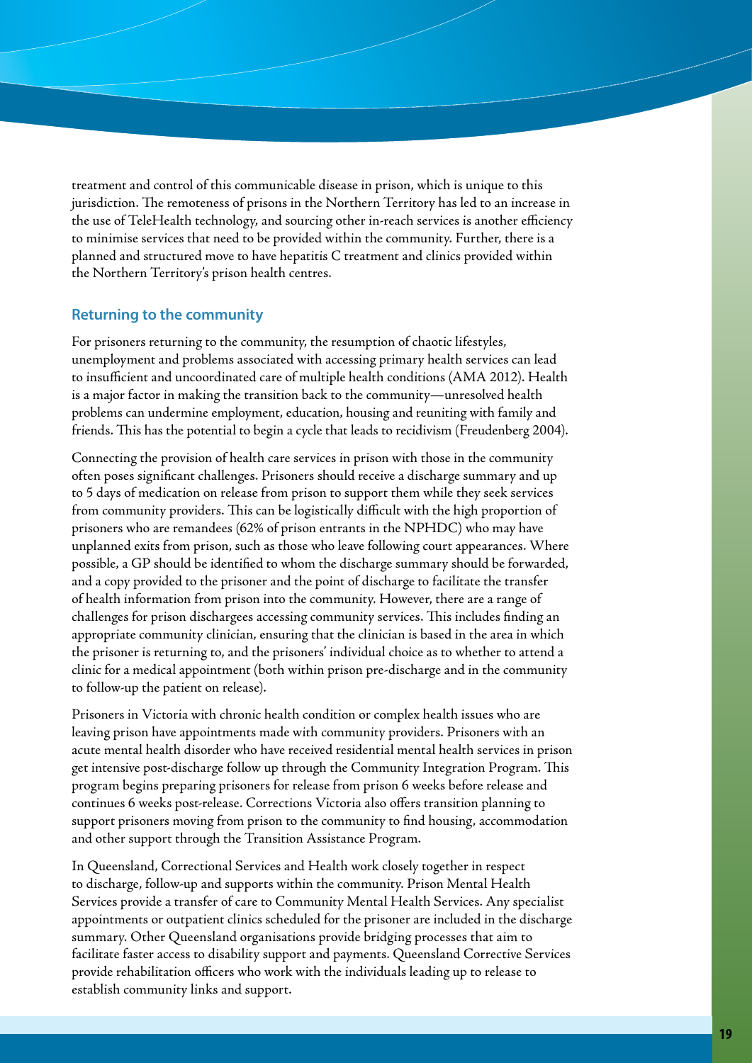treatment and control of this communicable disease in prison, which is unique to this jurisdiction. The remoteness of prisons in the Northern Territory has led to an increase in the use of TeleHealth technology, and sourcing other in-reach services is another efficiency to minimise services that need to be provided within the community. Further, there is a planned and structured move to have hepatitis C treatment and clinics provided within the Northern Territory's prison health centres.

### Returning to the community

For prisoners returning to the community, the resumption of chaotic lifestyles, unemployment and problems associated with accessing primary health services can lead to insufficient and uncoordinated care of multiple health conditions (AMA 2012). Health is a major factor in making the transition back to the community—unresolved health problems can undermine employment, education, housing and reuniting with family and friends. This has the potential to begin a cycle that leads to recidivism (Freudenberg 2004).

Connecting the provision of health care services in prison with those in the community often poses significant challenges. Prisoners should receive a discharge summary and up to 5 days of medication on release from prison to support them while they seek services from community providers. This can be logistically difficult with the high proportion of prisoners who are remandees (62% of prison entrants in the NPHDC) who may have unplanned exits from prison, such as those who leave following court appearances. Where possible, a GP should be identified to whom the discharge summary should be forwarded, and a copy provided to the prisoner and the point of discharge to facilitate the transfer of health information from prison into the community. However, there are a range of challenges for prison dischargees accessing community services. This includes finding an appropriate community clinician, ensuring that the clinician is based in the area in which the prisoner is returning to, and the prisoners' individual choice as to whether to attend a clinic for a medical appointment (both within prison pre-discharge and in the community to follow-up the patient on release).

Prisoners in Victoria with chronic health condition or complex health issues who are leaving prison have appointments made with community providers. Prisoners with an acute mental health disorder who have received residential mental health services in prison get intensive post-discharge follow up through the Community Integration Program. This program begins preparing prisoners for release from prison 6 weeks before release and continues 6 weeks post-release. Corrections Victoria also offers transition planning to support prisoners moving from prison to the community to find housing, accommodation and other support through the Transition Assistance Program.

In Queensland, Correctional Services and Health work closely together in respect to discharge, follow-up and supports within the community. Prison Mental Health Services provide a transfer of care to Community Mental Health Services. Any specialist appointments or outpatient clinics scheduled for the prisoner are included in the discharge summary. Other Queensland organisations provide bridging processes that aim to facilitate faster access to disability support and payments. Queensland Corrective Services provide rehabilitation officers who work with the individuals leading up to release to establish community links and support.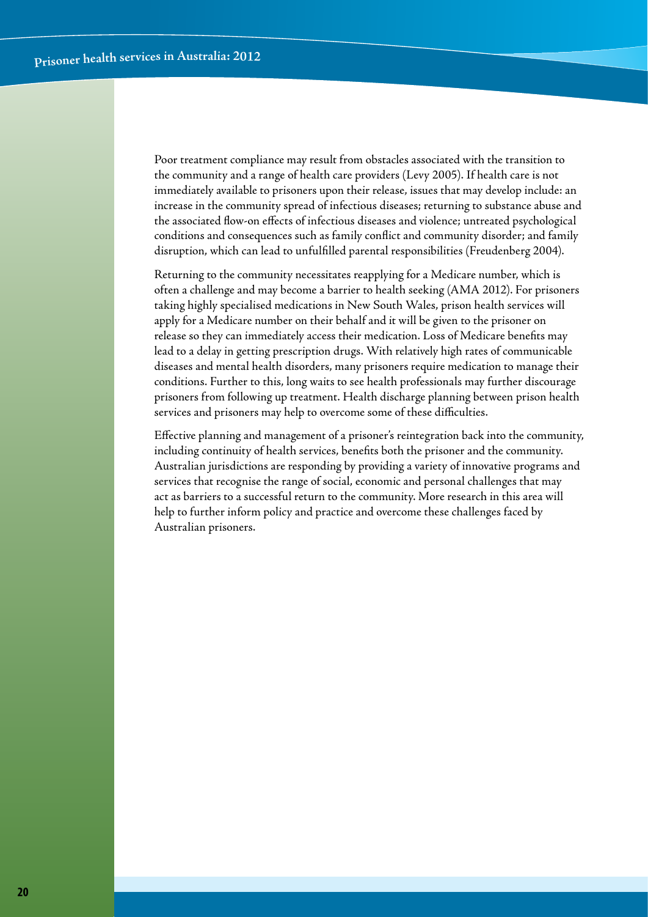Poor treatment compliance may result from obstacles associated with the transition to the community and a range of health care providers (Levy 2005). If health care is not immediately available to prisoners upon their release, issues that may develop include: an increase in the community spread of infectious diseases; returning to substance abuse and the associated flow-on effects of infectious diseases and violence; untreated psychological conditions and consequences such as family conflict and community disorder; and family disruption, which can lead to unfulfilled parental responsibilities (Freudenberg 2004).

Returning to the community necessitates reapplying for a Medicare number, which is often a challenge and may become a barrier to health seeking (AMA 2012). For prisoners taking highly specialised medications in New South Wales, prison health services will apply for a Medicare number on their behalf and it will be given to the prisoner on release so they can immediately access their medication. Loss of Medicare benefits may lead to a delay in getting prescription drugs. With relatively high rates of communicable diseases and mental health disorders, many prisoners require medication to manage their conditions. Further to this, long waits to see health professionals may further discourage prisoners from following up treatment. Health discharge planning between prison health services and prisoners may help to overcome some of these difficulties.

Effective planning and management of a prisoner's reintegration back into the community, including continuity of health services, benefits both the prisoner and the community. Australian jurisdictions are responding by providing a variety of innovative programs and services that recognise the range of social, economic and personal challenges that may act as barriers to a successful return to the community. More research in this area will help to further inform policy and practice and overcome these challenges faced by Australian prisoners.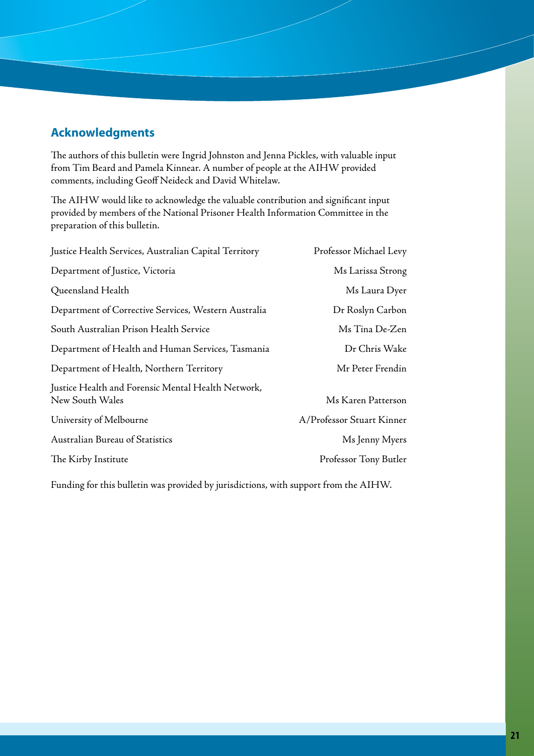## Acknowledgments

The authors of this bulletin were Ingrid Johnston and Jenna Pickles, with valuable input from Tim Beard and Pamela Kinnear. A number of people at the AIHW provided comments, including Geoff Neideck and David Whitelaw.

The AIHW would like to acknowledge the valuable contribution and significant input provided by members of the National Prisoner Health Information Committee in the preparation of this bulletin.

| | |
|---|---|
| Justice Health Services, Australian Capital Territory | Professor Michael Levy |
| Department of Justice, Victoria | Ms Larissa Strong |
| Queensland Health | Ms Laura Dyer |
| Department of Corrective Services, Western Australia | Dr Roslyn Carbon |
| South Australian Prison Health Service | Ms Tina De-Zen |
| Department of Health and Human Services, Tasmania | Dr Chris Wake |
| Department of Health, Northern Territory | Mr Peter Frendin |
| Justice Health and Forensic Mental Health Network, New South Wales | Ms Karen Patterson |
| University of Melbourne | A/Professor Stuart Kinner |
| Australian Bureau of Statistics | Ms Jenny Myers |
| The Kirby Institute | Professor Tony Butler |

Funding for this bulletin was provided by jurisdictions, with support from the AIHW.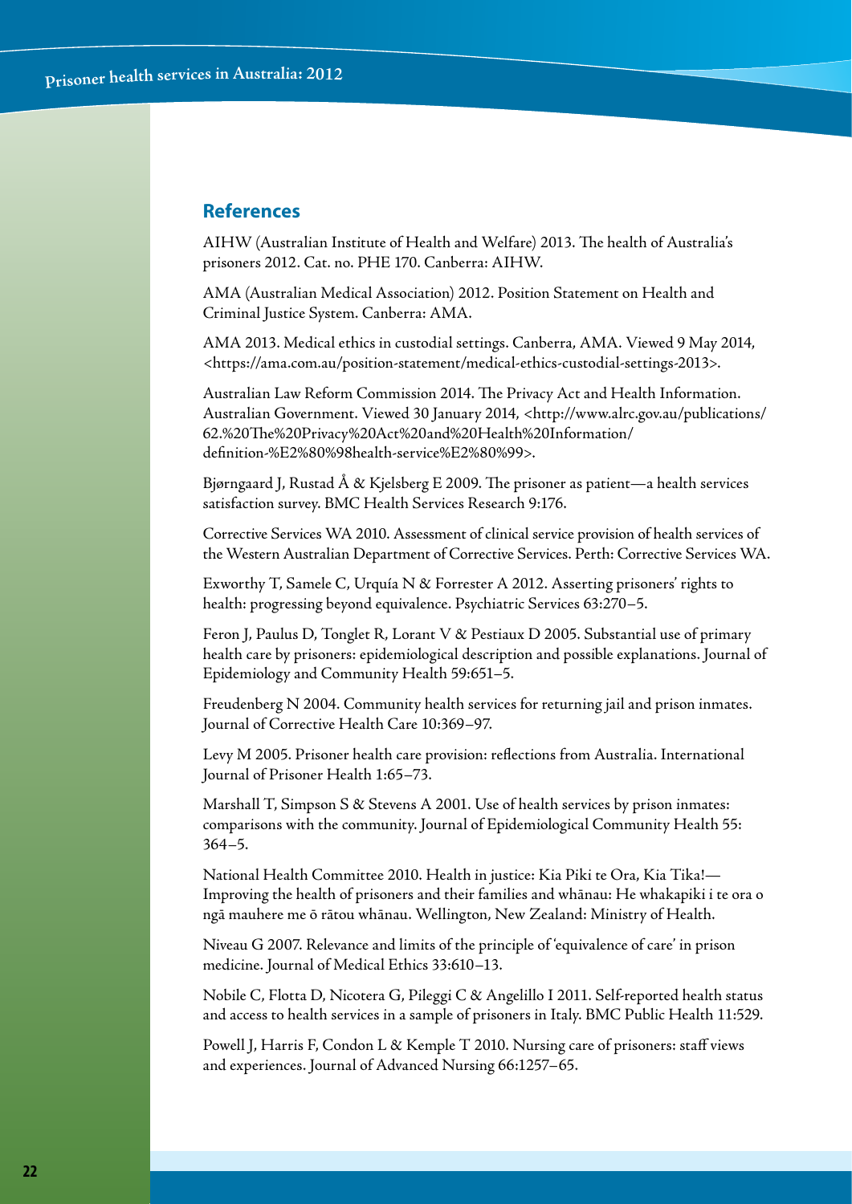## References

AIHW (Australian Institute of Health and Welfare) 2013. The health of Australia's prisoners 2012. Cat. no. PHE 170. Canberra: AIHW.

AMA (Australian Medical Association) 2012. Position Statement on Health and Criminal Justice System. Canberra: AMA.

AMA 2013. Medical ethics in custodial settings. Canberra, AMA. Viewed 9 May 2014, <https://ama.com.au/position-statement/medical-ethics-custodial-settings-2013>.

Australian Law Reform Commission 2014. The Privacy Act and Health Information. Australian Government. Viewed 30 January 2014, <http://www.alrc.gov.au/publications/62.%20The%20Privacy%20Act%20and%20Health%20Information/definition-%E2%80%98health-service%E2%80%99>.

Bjørngaard J, Rustad Å & Kjelsberg E 2009. The prisoner as patient—a health services satisfaction survey. BMC Health Services Research 9:176.

Corrective Services WA 2010. Assessment of clinical service provision of health services of the Western Australian Department of Corrective Services. Perth: Corrective Services WA.

Exworthy T, Samele C, Urquía N & Forrester A 2012. Asserting prisoners' rights to health: progressing beyond equivalence. Psychiatric Services 63:270–5.

Feron J, Paulus D, Tonglet R, Lorant V & Pestiaux D 2005. Substantial use of primary health care by prisoners: epidemiological description and possible explanations. Journal of Epidemiology and Community Health 59:651–5.

Freudenberg N 2004. Community health services for returning jail and prison inmates. Journal of Corrective Health Care 10:369–97.

Levy M 2005. Prisoner health care provision: reflections from Australia. International Journal of Prisoner Health 1:65–73.

Marshall T, Simpson S & Stevens A 2001. Use of health services by prison inmates: comparisons with the community. Journal of Epidemiological Community Health 55: 364–5.

National Health Committee 2010. Health in justice: Kia Piki te Ora, Kia Tika!—Improving the health of prisoners and their families and whānau: He whakapiki i te ora o ngā mauhere me ō rātou whānau. Wellington, New Zealand: Ministry of Health.

Niveau G 2007. Relevance and limits of the principle of 'equivalence of care' in prison medicine. Journal of Medical Ethics 33:610–13.

Nobile C, Flotta D, Nicotera G, Pileggi C & Angelillo I 2011. Self-reported health status and access to health services in a sample of prisoners in Italy. BMC Public Health 11:529.

Powell J, Harris F, Condon L & Kemple T 2010. Nursing care of prisoners: staff views and experiences. Journal of Advanced Nursing 66:1257–65.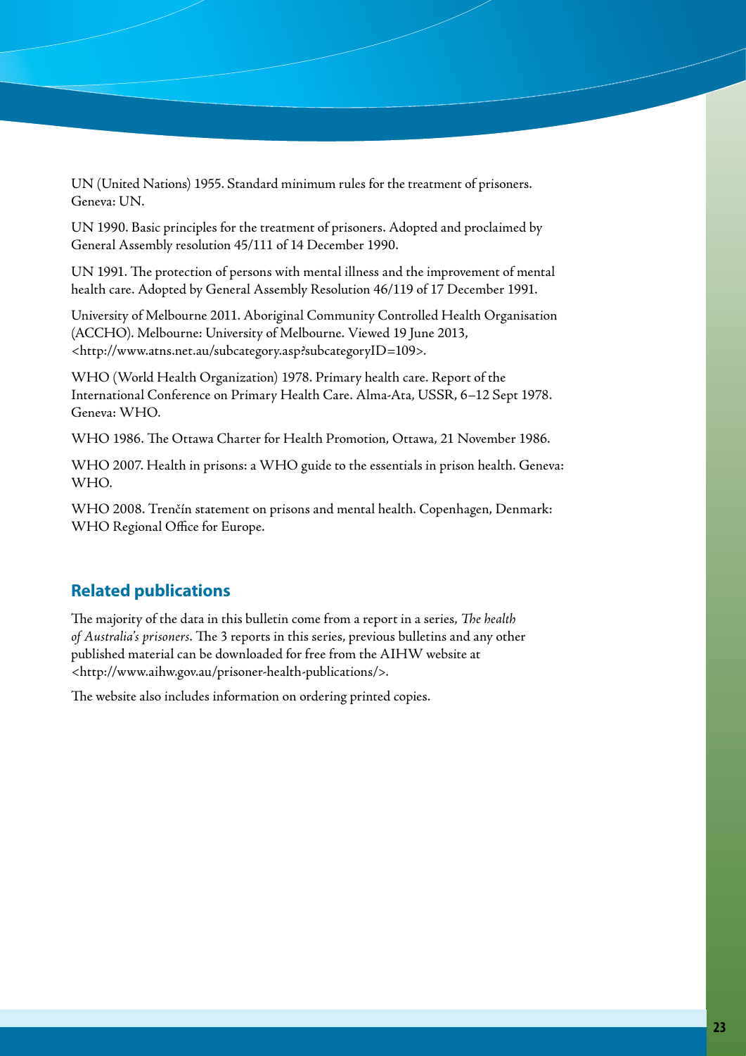UN (United Nations) 1955. Standard minimum rules for the treatment of prisoners. Geneva: UN.

UN 1990. Basic principles for the treatment of prisoners. Adopted and proclaimed by General Assembly resolution 45/111 of 14 December 1990.

UN 1991. The protection of persons with mental illness and the improvement of mental health care. Adopted by General Assembly Resolution 46/119 of 17 December 1991.

University of Melbourne 2011. Aboriginal Community Controlled Health Organisation (ACCHO). Melbourne: University of Melbourne. Viewed 19 June 2013, <http://www.atns.net.au/subcategory.asp?subcategoryID=109>.

WHO (World Health Organization) 1978. Primary health care. Report of the International Conference on Primary Health Care. Alma-Ata, USSR, 6–12 Sept 1978. Geneva: WHO.

WHO 1986. The Ottawa Charter for Health Promotion, Ottawa, 21 November 1986.

WHO 2007. Health in prisons: a WHO guide to the essentials in prison health. Geneva: WHO.

WHO 2008. Trenčín statement on prisons and mental health. Copenhagen, Denmark: WHO Regional Office for Europe.

## Related publications

The majority of the data in this bulletin come from a report in a series, *The health of Australia's prisoners*. The 3 reports in this series, previous bulletins and any other published material can be downloaded for free from the AIHW website at <http://www.aihw.gov.au/prisoner-health-publications/>.

The website also includes information on ordering printed copies.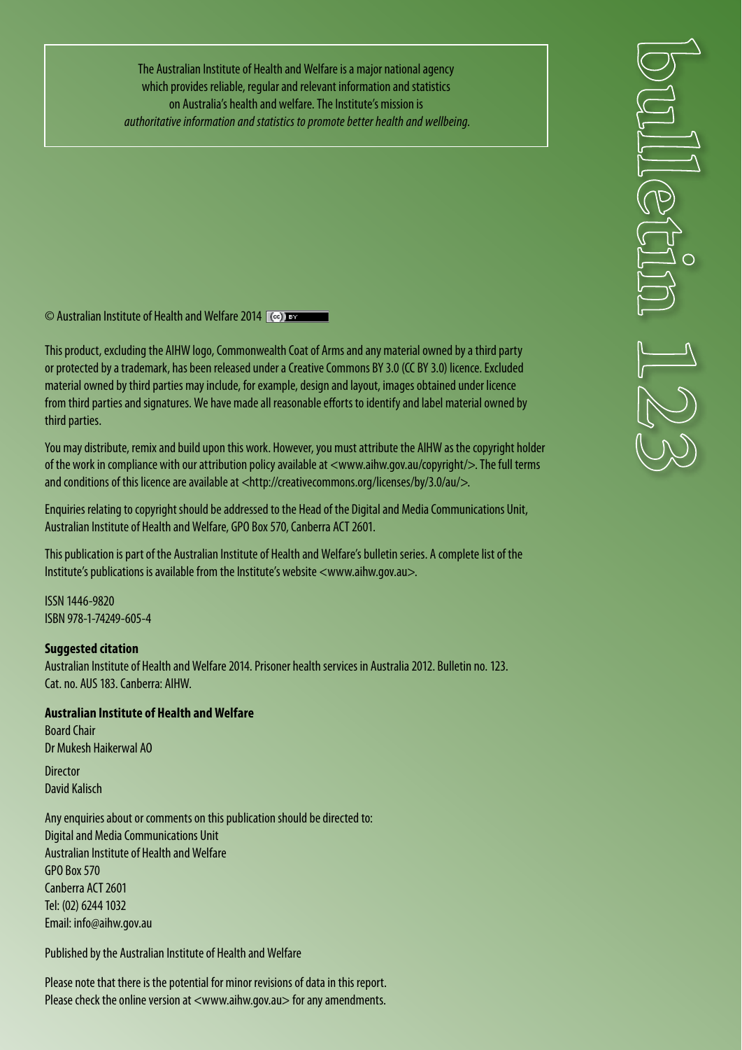The Australian Institute of Health and Welfare is a major national agency which provides reliable, regular and relevant information and statistics on Australia's health and welfare. The Institute's mission is *authoritative information and statistics to promote better health and wellbeing.*

bulletin 123

© Australian Institute of Health and Welfare 2014

This product, excluding the AIHW logo, Commonwealth Coat of Arms and any material owned by a third party or protected by a trademark, has been released under a Creative Commons BY 3.0 (CC BY 3.0) licence. Excluded material owned by third parties may include, for example, design and layout, images obtained under licence from third parties and signatures. We have made all reasonable efforts to identify and label material owned by third parties.

You may distribute, remix and build upon this work. However, you must attribute the AIHW as the copyright holder of the work in compliance with our attribution policy available at <www.aihw.gov.au/copyright/>. The full terms and conditions of this licence are available at <http://creativecommons.org/licenses/by/3.0/au/>.

Enquiries relating to copyright should be addressed to the Head of the Digital and Media Communications Unit, Australian Institute of Health and Welfare, GPO Box 570, Canberra ACT 2601.

This publication is part of the Australian Institute of Health and Welfare's bulletin series. A complete list of the Institute's publications is available from the Institute's website <www.aihw.gov.au>.

ISSN 1446-9820
ISBN 978-1-74249-605-4

**Suggested citation**

Australian Institute of Health and Welfare 2014. Prisoner health services in Australia 2012. Bulletin no. 123. Cat. no. AUS 183. Canberra: AIHW.

**Australian Institute of Health and Welfare**

Board Chair
Dr Mukesh Haikerwal AO

Director
David Kalisch

Any enquiries about or comments on this publication should be directed to:
Digital and Media Communications Unit
Australian Institute of Health and Welfare
GPO Box 570
Canberra ACT 2601
Tel: (02) 6244 1032
Email: info@aihw.gov.au

Published by the Australian Institute of Health and Welfare

Please note that there is the potential for minor revisions of data in this report.
Please check the online version at <www.aihw.gov.au> for any amendments.